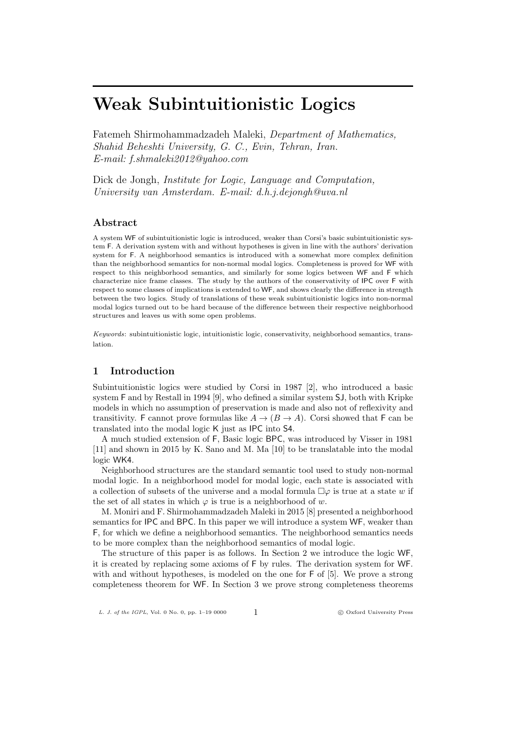# Weak Subintuitionistic Logics

Fatemeh Shirmohammadzadeh Maleki, *Department of Mathematics, Shahid Beheshti University, G. C., Evin, Tehran, Iran. E-mail: f.shmaleki2012@yahoo.com*

Dick de Jongh, *Institute for Logic, Language and Computation, University van Amsterdam. E-mail: d.h.j.dejongh@uva.nl*

## Abstract

A system WF of subintuitionistic logic is introduced, weaker than Corsi's basic subintuitionistic system F. A derivation system with and without hypotheses is given in line with the authors' derivation system for F. A neighborhood semantics is introduced with a somewhat more complex definition than the neighborhood semantics for non-normal modal logics. Completeness is proved for WF with respect to this neighborhood semantics, and similarly for some logics between WF and F which characterize nice frame classes. The study by the authors of the conservativity of IPC over F with respect to some classes of implications is extended to WF, and shows clearly the difference in strength between the two logics. Study of translations of these weak subintuitionistic logics into non-normal modal logics turned out to be hard because of the difference between their respective neighborhood structures and leaves us with some open problems.

*Keywords*: subintuitionistic logic, intuitionistic logic, conservativity, neighborhood semantics, translation.

## 1 Introduction

Subintuitionistic logics were studied by Corsi in 1987 [2], who introduced a basic system F and by Restall in 1994 [9], who defined a similar system SJ, both with Kripke models in which no assumption of preservation is made and also not of reflexivity and transitivity. F cannot prove formulas like $A \to (B \to A)$. Corsi showed that F can be translated into the modal logic K just as IPC into S4.

A much studied extension of F, Basic logic BPC, was introduced by Visser in 1981 [11] and shown in 2015 by K. Sano and M. Ma [10] to be translatable into the modal logic WK4.

Neighborhood structures are the standard semantic tool used to study non-normal modal logic. In a neighborhood model for modal logic, each state is associated with a collection of subsets of the universe and a modal formula $\Box\varphi$ is true at a state $w$ if the set of all states in which $\varphi$ is true is a neighborhood of $w$.

M. Moniri and F. Shirmohammadzadeh Maleki in 2015 [8] presented a neighborhood semantics for IPC and BPC. In this paper we will introduce a system WF, weaker than F, for which we define a neighborhood semantics. The neighborhood semantics needs to be more complex than the neighborhood semantics of modal logic.

The structure of this paper is as follows. In Section 2 we introduce the logic WF, it is created by replacing some axioms of F by rules. The derivation system for WF. with and without hypotheses, is modeled on the one for F of [5]. We prove a strong completeness theorem for WF. In Section 3 we prove strong completeness theorems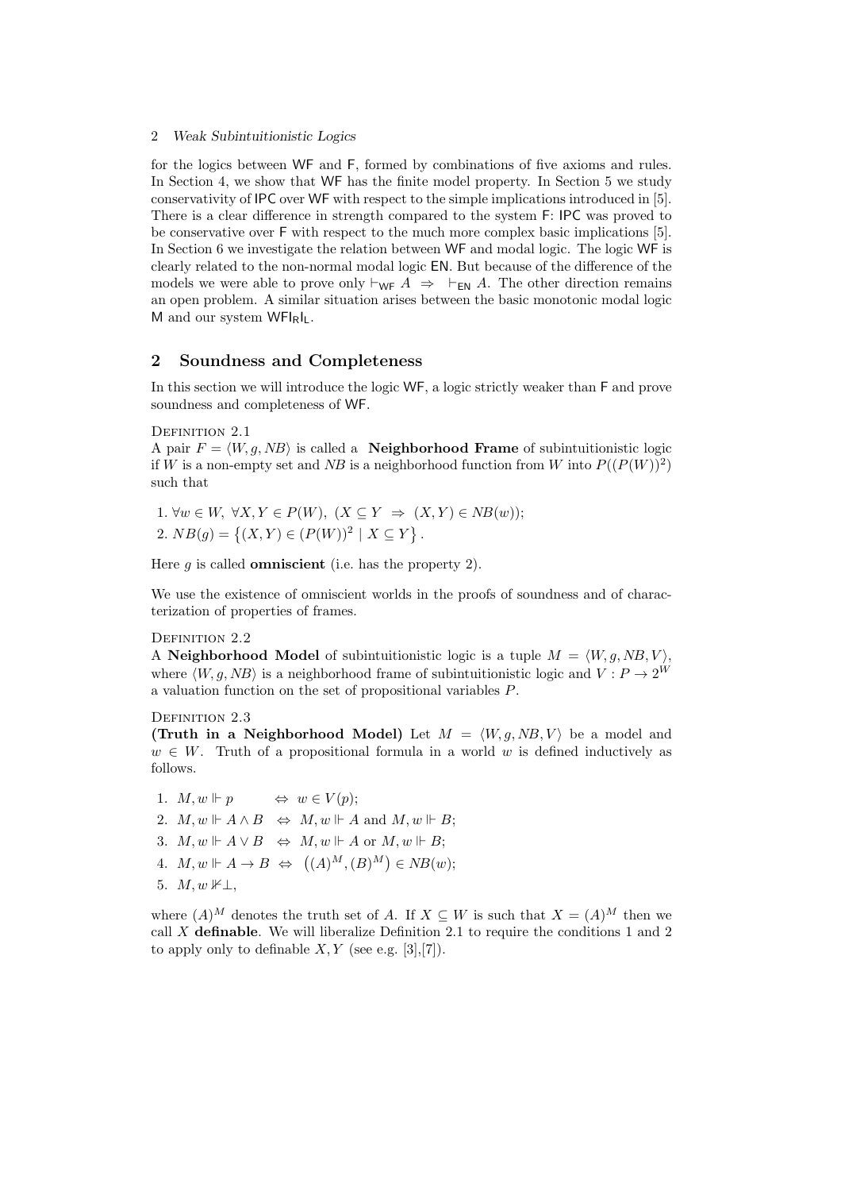for the logics between $\mathsf{WF}$ and $\mathsf{F}$, formed by combinations of five axioms and rules. In Section 4, we show that $\mathsf{WF}$ has the finite model property. In Section 5 we study conservativity of $\mathsf{IPC}$ over $\mathsf{WF}$ with respect to the simple implications introduced in [5]. There is a clear difference in strength compared to the system $\mathsf{F}$: $\mathsf{IPC}$ was proved to be conservative over $\mathsf{F}$ with respect to the much more complex basic implications [5]. In Section 6 we investigate the relation between $\mathsf{WF}$ and modal logic. The logic $\mathsf{WF}$ is clearly related to the non-normal modal logic $\mathsf{EN}$. But because of the difference of the models we were able to prove only $\vdash_{\mathsf{WF}} A \ \Rightarrow \ \vdash_{\mathsf{EN}} A$. The other direction remains an open problem. A similar situation arises between the basic monotonic modal logic $\mathsf{M}$ and our system $\mathsf{WFI_RI_L}$.

## 2 Soundness and Completeness

In this section we will introduce the logic $\mathsf{WF}$, a logic strictly weaker than $\mathsf{F}$ and prove soundness and completeness of $\mathsf{WF}$.

Definition 2.1
A pair $F = \langle W, g, NB \rangle$ is called a **Neighborhood Frame** of subintuitionistic logic if $W$ is a non-empty set and $NB$ is a neighborhood function from $W$ into $P((P(W))^2)$ such that

1. $\forall w \in W,\ \forall X, Y \in P(W),\ (X \subseteq Y \ \Rightarrow \ (X, Y) \in NB(w))$;
2. $NB(g) = \left\{ (X, Y) \in (P(W))^2 \mid X \subseteq Y \right\}$.

Here $g$ is called **omniscient** (i.e. has the property 2).

We use the existence of omniscient worlds in the proofs of soundness and of characterization of properties of frames.

Definition 2.2
A **Neighborhood Model** of subintuitionistic logic is a tuple $M = \langle W, g, NB, V \rangle$, where $\langle W, g, NB \rangle$ is a neighborhood frame of subintuitionistic logic and $V : P \to 2^W$ a valuation function on the set of propositional variables $P$.

Definition 2.3
**(Truth in a Neighborhood Model)** Let $M = \langle W, g, NB, V \rangle$ be a model and $w \in W$. Truth of a propositional formula in a world $w$ is defined inductively as follows.

1. $M, w \Vdash p \quad \Leftrightarrow \ w \in V(p)$;
2. $M, w \Vdash A \wedge B \ \Leftrightarrow \ M, w \Vdash A$ and $M, w \Vdash B$;
3. $M, w \Vdash A \vee B \ \Leftrightarrow \ M, w \Vdash A$ or $M, w \Vdash B$;
4. $M, w \Vdash A \to B \ \Leftrightarrow \ \left( (A)^M, (B)^M \right) \in NB(w)$;
5. $M, w \nVdash \bot$,

where $(A)^M$ denotes the truth set of $A$. If $X \subseteq W$ is such that $X = (A)^M$ then we call $X$ **definable**. We will liberalize Definition 2.1 to require the conditions 1 and 2 to apply only to definable $X, Y$ (see e.g. [3],[7]).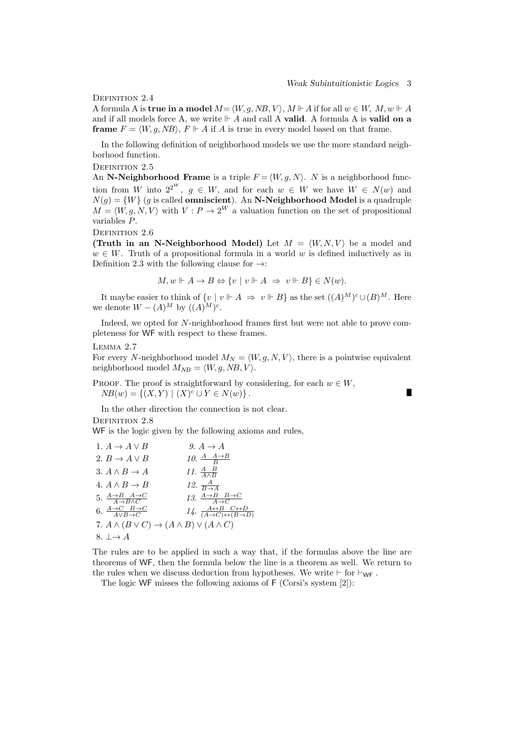Definition 2.4

A formula A is **true in a model** $M = \langle W, g, NB, V\rangle$, $M \Vdash A$ if for all $w \in W$, $M, w \Vdash A$ and if all models force A, we write $\Vdash A$ and call A **valid**. A formula A is **valid on a frame** $F = \langle W, g, NB\rangle$, $F \Vdash A$ if $A$ is true in every model based on that frame.

In the following definition of neighborhood models we use the more standard neighborhood function.

Definition 2.5

An **N-Neighborhood Frame** is a triple $F = \langle W, g, N\rangle$. $N$ is a neighborhood function from $W$ into $2^{2^W}$, $g \in W$, and for each $w \in W$ we have $W \in N(w)$ and $N(g) = \{W\}$ ($g$ is called **omniscient**). An **N-Neighborhood Model** is a quadruple $M = \langle W, g, N, V\rangle$ with $V : P \to 2^W$ a valuation function on the set of propositional variables $P$.

Definition 2.6

**(Truth in an N-Neighborhood Model)** Let $M = \langle W, N, V\rangle$ be a model and $w \in W$. Truth of a propositional formula in a world $w$ is defined inductively as in Definition 2.3 with the following clause for $\to$:

$$M, w \Vdash A \to B \Leftrightarrow \{v \mid v \Vdash A \;\Rightarrow\; v \Vdash B\} \in N(w).$$

It maybe easier to think of $\{v \mid v \Vdash A \;\Rightarrow\; v \Vdash B\}$ as the set $((A)^M)^c \cup (B)^M$. Here we denote $W - (A)^M$ by $((A)^M)^c$.

Indeed, we opted for $N$-neighborhood frames first but were not able to prove completeness for WF with respect to these frames.

Lemma 2.7

For every $N$-neighborhood model $M_N = \langle W, g, N, V\rangle$, there is a pointwise equivalent neighborhood model $M_{NB} = \langle W, g, NB, V\rangle$.

Proof. The proof is straightforward by considering, for each $w \in W$, $NB(w) = \{(X, Y) \mid (X)^c \cup Y \in N(w)\}$. ∎

In the other direction the connection is not clear.

Definition 2.8

WF is the logic given by the following axioms and rules,

1. $A \to A \vee B$
2. $B \to A \vee B$
3. $A \wedge B \to A$
4. $A \wedge B \to B$
5. $\dfrac{A \to B \quad A \to C}{A \to B \wedge C}$
6. $\dfrac{A \to C \quad B \to C}{A \vee B \to C}$
7. $A \wedge (B \vee C) \to (A \wedge B) \vee (A \wedge C)$
8. $\bot \to A$
9. $A \to A$
10. $\dfrac{A \quad A \to B}{B}$
11. $\dfrac{A \quad B}{A \wedge B}$
12. $\dfrac{A}{B \to A}$
13. $\dfrac{A \to B \quad B \to C}{A \to C}$
14. $\dfrac{A \leftrightarrow B \quad C \leftrightarrow D}{(A \to C) \leftrightarrow (B \to D)}$

The rules are to be applied in such a way that, if the formulas above the line are theorems of WF, then the formula below the line is a theorem as well. We return to the rules when we discuss deduction from hypotheses. We write $\vdash$ for $\vdash_{\mathsf{WF}}$.

The logic WF misses the following axioms of F (Corsi's system [2]):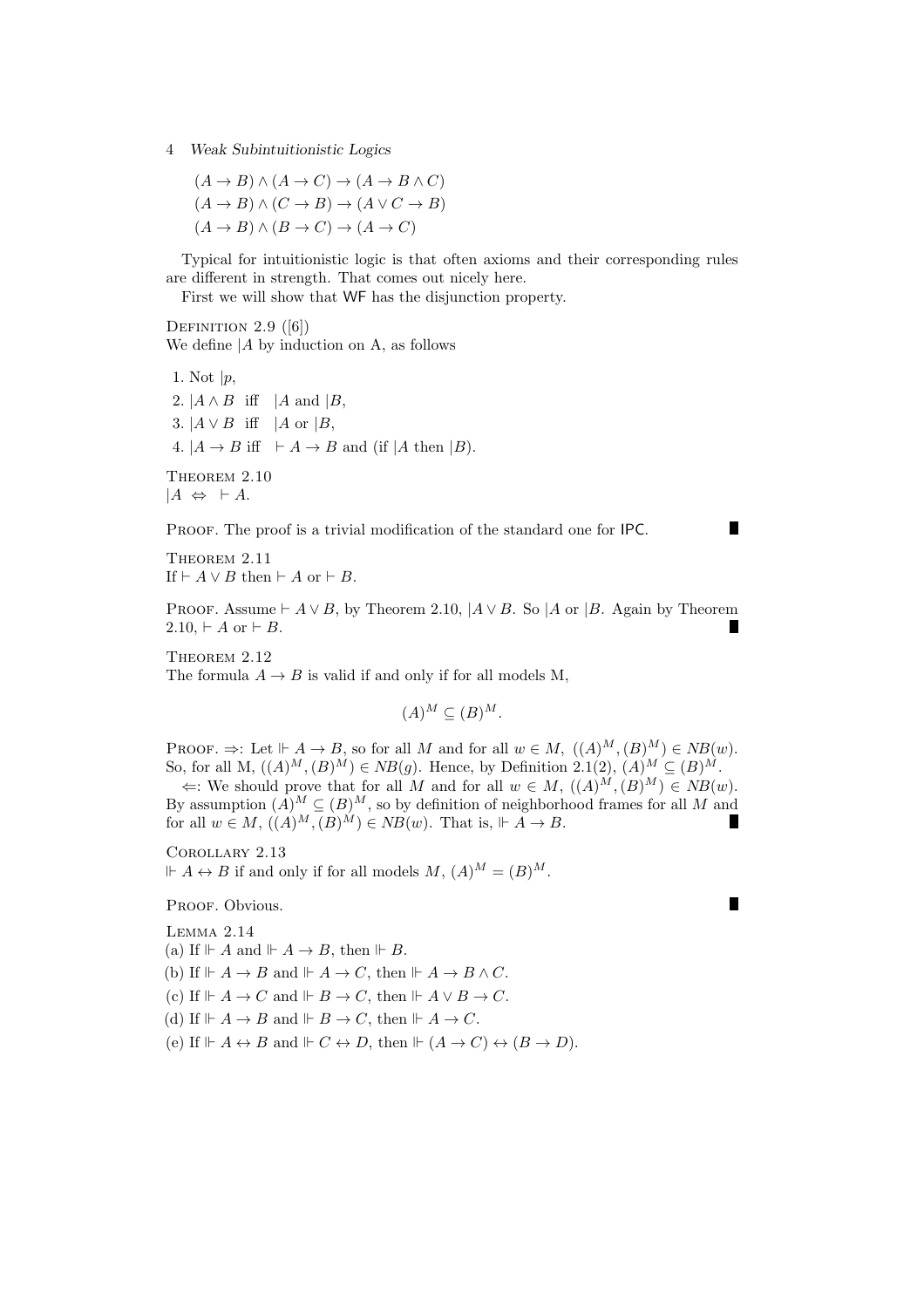$(A \to B) \wedge (A \to C) \to (A \to B \wedge C)$

$(A \to B) \wedge (C \to B) \to (A \vee C \to B)$

$(A \to B) \wedge (B \to C) \to (A \to C)$

Typical for intuitionistic logic is that often axioms and their corresponding rules are different in strength. That comes out nicely here.

First we will show that WF has the disjunction property.

Definition 2.9 ([6])
We define $|A$ by induction on A, as follows

1. Not $|p$,
2. $|A \wedge B$ iff $|A$ and $|B$,
3. $|A \vee B$ iff $|A$ or $|B$,
4. $|A \to B$ iff $\vdash A \to B$ and (if $|A$ then $|B$).

Theorem 2.10
$|A \Leftrightarrow \vdash A$.

Proof. The proof is a trivial modification of the standard one for IPC. ∎

Theorem 2.11
If $\vdash A \vee B$ then $\vdash A$ or $\vdash B$.

Proof. Assume $\vdash A \vee B$, by Theorem 2.10, $|A \vee B$. So $|A$ or $|B$. Again by Theorem 2.10, $\vdash A$ or $\vdash B$. ∎

Theorem 2.12
The formula $A \to B$ is valid if and only if for all models M,

$$(A)^M \subseteq (B)^M.$$

Proof. $\Rightarrow$: Let $\Vdash A \to B$, so for all $M$ and for all $w \in M$, $((A)^M, (B)^M) \in NB(w)$. So, for all M, $((A)^M, (B)^M) \in NB(g)$. Hence, by Definition 2.1(2), $(A)^M \subseteq (B)^M$.

$\Leftarrow$: We should prove that for all $M$ and for all $w \in M$, $((A)^M, (B)^M) \in NB(w)$. By assumption $(A)^M \subseteq (B)^M$, so by definition of neighborhood frames for all $M$ and for all $w \in M$, $((A)^M, (B)^M) \in NB(w)$. That is, $\Vdash A \to B$. ∎

Corollary 2.13
$\Vdash A \leftrightarrow B$ if and only if for all models $M$, $(A)^M = (B)^M$.

Proof. Obvious. ∎

Lemma 2.14
(a) If $\Vdash A$ and $\Vdash A \to B$, then $\Vdash B$.
(b) If $\Vdash A \to B$ and $\Vdash A \to C$, then $\Vdash A \to B \wedge C$.
(c) If $\Vdash A \to C$ and $\Vdash B \to C$, then $\Vdash A \vee B \to C$.
(d) If $\Vdash A \to B$ and $\Vdash B \to C$, then $\Vdash A \to C$.
(e) If $\Vdash A \leftrightarrow B$ and $\Vdash C \leftrightarrow D$, then $\Vdash (A \to C) \leftrightarrow (B \to D)$.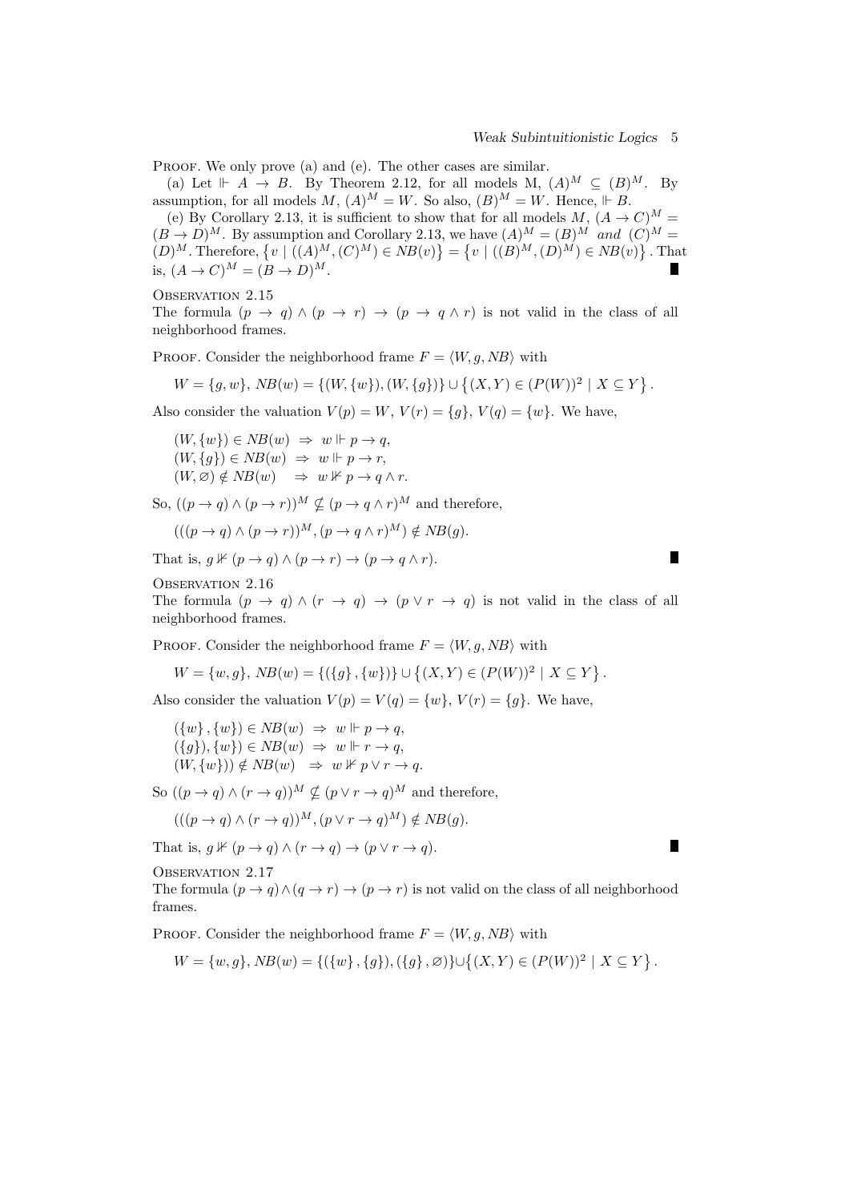PROOF. We only prove (a) and (e). The other cases are similar.

(a) Let $\Vdash A \to B$. By Theorem 2.12, for all models M, $(A)^M \subseteq (B)^M$. By assumption, for all models $M$, $(A)^M = W$. So also, $(B)^M = W$. Hence, $\Vdash B$.

(e) By Corollary 2.13, it is sufficient to show that for all models $M$, $(A \to C)^M = (B \to D)^M$. By assumption and Corollary 2.13, we have $(A)^M = (B)^M$ *and* $(C)^M = (D)^M$. Therefore, $\{v \mid ((A)^M, (C)^M) \in NB(v)\} = \{v \mid ((B)^M, (D)^M) \in NB(v)\}$. That is, $(A \to C)^M = (B \to D)^M$. ∎

OBSERVATION 2.15
The formula $(p \to q) \wedge (p \to r) \to (p \to q \wedge r)$ is not valid in the class of all neighborhood frames.

PROOF. Consider the neighborhood frame $F = \langle W, g, NB \rangle$ with

$$W = \{g, w\},\ NB(w) = \{(W, \{w\}), (W, \{g\})\} \cup \{(X, Y) \in (P(W))^2 \mid X \subseteq Y\}.$$

Also consider the valuation $V(p) = W$, $V(r) = \{g\}$, $V(q) = \{w\}$. We have,

$$(W, \{w\}) \in NB(w) \ \Rightarrow\ w \Vdash p \to q,$$
$$(W, \{g\}) \in NB(w) \ \Rightarrow\ w \Vdash p \to r,$$
$$(W, \varnothing) \notin NB(w) \ \ \Rightarrow\ w \nVdash p \to q \wedge r.$$

So, $((p \to q) \wedge (p \to r))^M \nsubseteq (p \to q \wedge r)^M$ and therefore,

$$(((p \to q) \wedge (p \to r))^M, (p \to q \wedge r)^M) \notin NB(g).$$

That is, $g \nVdash (p \to q) \wedge (p \to r) \to (p \to q \wedge r)$. ∎

OBSERVATION 2.16
The formula $(p \to q) \wedge (r \to q) \to (p \vee r \to q)$ is not valid in the class of all neighborhood frames.

PROOF. Consider the neighborhood frame $F = \langle W, g, NB \rangle$ with

$$W = \{w, g\},\ NB(w) = \{(\{g\}, \{w\})\} \cup \{(X, Y) \in (P(W))^2 \mid X \subseteq Y\}.$$

Also consider the valuation $V(p) = V(q) = \{w\}$, $V(r) = \{g\}$. We have,

$$(\{w\}, \{w\}) \in NB(w) \ \Rightarrow\ w \Vdash p \to q,$$
$$(\{g\}), \{w\}) \in NB(w) \ \Rightarrow\ w \Vdash r \to q,$$
$$(W, \{w\})) \notin NB(w) \ \ \Rightarrow\ w \nVdash p \vee r \to q.$$

So $((p \to q) \wedge (r \to q))^M \nsubseteq (p \vee r \to q)^M$ and therefore,

$$(((p \to q) \wedge (r \to q))^M, (p \vee r \to q)^M) \notin NB(g).$$

That is, $g \nVdash (p \to q) \wedge (r \to q) \to (p \vee r \to q)$. ∎

OBSERVATION 2.17
The formula $(p \to q) \wedge (q \to r) \to (p \to r)$ is not valid on the class of all neighborhood frames.

PROOF. Consider the neighborhood frame $F = \langle W, g, NB \rangle$ with

$$W = \{w, g\}, NB(w) = \{(\{w\}, \{g\}), (\{g\}, \varnothing)\} \cup \{(X, Y) \in (P(W))^2 \mid X \subseteq Y\}.$$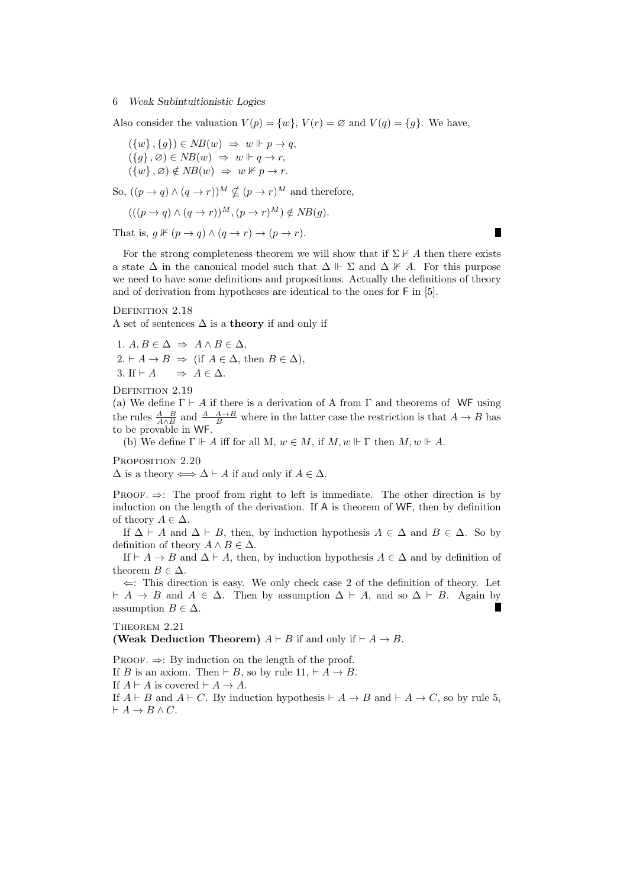Also consider the valuation $V(p) = \{w\}$, $V(r) = \varnothing$ and $V(q) = \{g\}$. We have,

$$(\{w\}, \{g\}) \in NB(w) \;\Rightarrow\; w \Vdash p \to q,$$
$$(\{g\}, \varnothing) \in NB(w) \;\Rightarrow\; w \Vdash q \to r,$$
$$(\{w\}, \varnothing) \notin NB(w) \;\Rightarrow\; w \nVdash p \to r.$$

So, $((p \to q) \wedge (q \to r))^M \nsubseteq (p \to r)^M$ and therefore,

$$(((p \to q) \wedge (q \to r))^M, (p \to r)^M) \notin NB(g).$$

That is, $g \nVdash (p \to q) \wedge (q \to r) \to (p \to r)$. ∎

For the strong completeness theorem we will show that if $\Sigma \nvdash A$ then there exists a state $\Delta$ in the canonical model such that $\Delta \Vdash \Sigma$ and $\Delta \nVdash A$. For this purpose we need to have some definitions and propositions. Actually the definitions of theory and of derivation from hypotheses are identical to the ones for F in [5].

**Definition 2.18**
A set of sentences $\Delta$ is a **theory** if and only if

1. $A, B \in \Delta \;\Rightarrow\; A \wedge B \in \Delta$,
2. $\vdash A \to B \;\Rightarrow\;$ (if $A \in \Delta$, then $B \in \Delta$),
3. If $\vdash A \quad\Rightarrow\; A \in \Delta$.

**Definition 2.19**
(a) We define $\Gamma \vdash A$ if there is a derivation of A from $\Gamma$ and theorems of WF using the rules $\frac{A \quad B}{A \wedge B}$ and $\frac{A \quad A \to B}{B}$ where in the latter case the restriction is that $A \to B$ has to be provable in WF.

(b) We define $\Gamma \Vdash A$ iff for all M, $w \in M$, if $M, w \Vdash \Gamma$ then $M, w \Vdash A$.

**Proposition 2.20**
$\Delta$ is a theory $\Longleftrightarrow \Delta \vdash A$ if and only if $A \in \Delta$.

Proof. $\Rightarrow$: The proof from right to left is immediate. The other direction is by induction on the length of the derivation. If A is theorem of WF, then by definition of theory $A \in \Delta$.

If $\Delta \vdash A$ and $\Delta \vdash B$, then, by induction hypothesis $A \in \Delta$ and $B \in \Delta$. So by definition of theory $A \wedge B \in \Delta$.

If $\vdash A \to B$ and $\Delta \vdash A$, then, by induction hypothesis $A \in \Delta$ and by definition of theorem $B \in \Delta$.

$\Leftarrow$: This direction is easy. We only check case 2 of the definition of theory. Let $\vdash A \to B$ and $A \in \Delta$. Then by assumption $\Delta \vdash A$, and so $\Delta \vdash B$. Again by assumption $B \in \Delta$. ∎

**Theorem 2.21**
**(Weak Deduction Theorem)** $A \vdash B$ if and only if $\vdash A \to B$.

Proof. $\Rightarrow$: By induction on the length of the proof.
If $B$ is an axiom. Then $\vdash B$, so by rule 11, $\vdash A \to B$.
If $A \vdash A$ is covered $\vdash A \to A$.
If $A \vdash B$ and $A \vdash C$. By induction hypothesis $\vdash A \to B$ and $\vdash A \to C$, so by rule 5, $\vdash A \to B \wedge C$.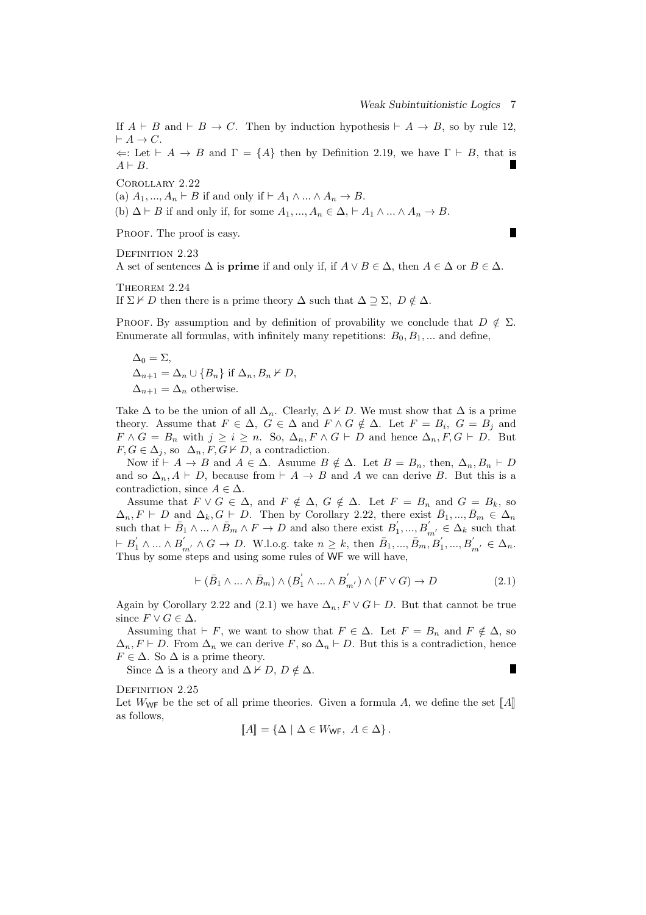If $A \vdash B$ and $\vdash B \to C$. Then by induction hypothesis $\vdash A \to B$, so by rule 12, $\vdash A \to C$.

$\Leftarrow$: Let $\vdash A \to B$ and $\Gamma = \{A\}$ then by Definition 2.19, we have $\Gamma \vdash B$, that is $A \vdash B$. ∎

Corollary 2.22

(a) $A_1, ..., A_n \vdash B$ if and only if $\vdash A_1 \wedge ... \wedge A_n \to B$.

(b) $\Delta \vdash B$ if and only if, for some $A_1, ..., A_n \in \Delta$, $\vdash A_1 \wedge ... \wedge A_n \to B$.

Proof. The proof is easy. ∎

Definition 2.23

A set of sentences $\Delta$ is **prime** if and only if, if $A \vee B \in \Delta$, then $A \in \Delta$ or $B \in \Delta$.

Theorem 2.24

If $\Sigma \nvdash D$ then there is a prime theory $\Delta$ such that $\Delta \supseteq \Sigma$, $D \notin \Delta$.

Proof. By assumption and by definition of provability we conclude that $D \notin \Sigma$. Enumerate all formulas, with infinitely many repetitions: $B_0, B_1, ...$ and define,

$$\Delta_0 = \Sigma,$$
$$\Delta_{n+1} = \Delta_n \cup \{B_n\} \text{ if } \Delta_n, B_n \nvdash D,$$
$$\Delta_{n+1} = \Delta_n \text{ otherwise.}$$

Take $\Delta$ to be the union of all $\Delta_n$. Clearly, $\Delta \nvdash D$. We must show that $\Delta$ is a prime theory. Assume that $F \in \Delta$, $G \in \Delta$ and $F \wedge G \notin \Delta$. Let $F = B_i$, $G = B_j$ and $F \wedge G = B_n$ with $j \geq i \geq n$. So, $\Delta_n, F \wedge G \vdash D$ and hence $\Delta_n, F, G \vdash D$. But $F, G \in \Delta_j$, so $\Delta_n, F, G \nvdash D$, a contradiction.

Now if $\vdash A \to B$ and $A \in \Delta$. Asuume $B \notin \Delta$. Let $B = B_n$, then, $\Delta_n, B_n \vdash D$ and so $\Delta_n, A \vdash D$, because from $\vdash A \to B$ and $A$ we can derive $B$. But this is a contradiction, since $A \in \Delta$.

Assume that $F \vee G \in \Delta$, and $F \notin \Delta$, $G \notin \Delta$. Let $F = B_n$ and $G = B_k$, so $\Delta_n, F \vdash D$ and $\Delta_k, G \vdash D$. Then by Corollary 2.22, there exist $\bar{B}_1, ..., \bar{B}_m \in \Delta_n$ such that $\vdash \bar{B}_1 \wedge ... \wedge \bar{B}_m \wedge F \to D$ and also there exist $B_1^{'}, ..., B_{m'}^{'} \in \Delta_k$ such that $\vdash B_1^{'} \wedge ... \wedge B_{m'}^{'} \wedge G \to D$. W.l.o.g. take $n \geq k$, then $\bar{B}_1, ..., \bar{B}_m, B_1^{'}, ..., B_{m'}^{'} \in \Delta_n$. Thus by some steps and using some rules of WF we will have,

$$\vdash (\bar{B}_1 \wedge ... \wedge \bar{B}_m) \wedge (B_1^{'} \wedge ... \wedge B_{m'}^{'}) \wedge (F \vee G) \to D \tag{2.1}$$

Again by Corollary 2.22 and (2.1) we have $\Delta_n, F \vee G \vdash D$. But that cannot be true since $F \vee G \in \Delta$.

Assuming that $\vdash F$, we want to show that $F \in \Delta$. Let $F = B_n$ and $F \notin \Delta$, so $\Delta_n, F \vdash D$. From $\Delta_n$ we can derive $F$, so $\Delta_n \vdash D$. But this is a contradiction, hence $F \in \Delta$. So $\Delta$ is a prime theory.

Since $\Delta$ is a theory and $\Delta \nvdash D$, $D \notin \Delta$. ∎

Definition 2.25

Let $W_{\mathsf{WF}}$ be the set of all prime theories. Given a formula $A$, we define the set $[\![A]\!]$ as follows,

$$[\![A]\!] = \{\Delta \mid \Delta \in W_{\mathsf{WF}},\ A \in \Delta\}.$$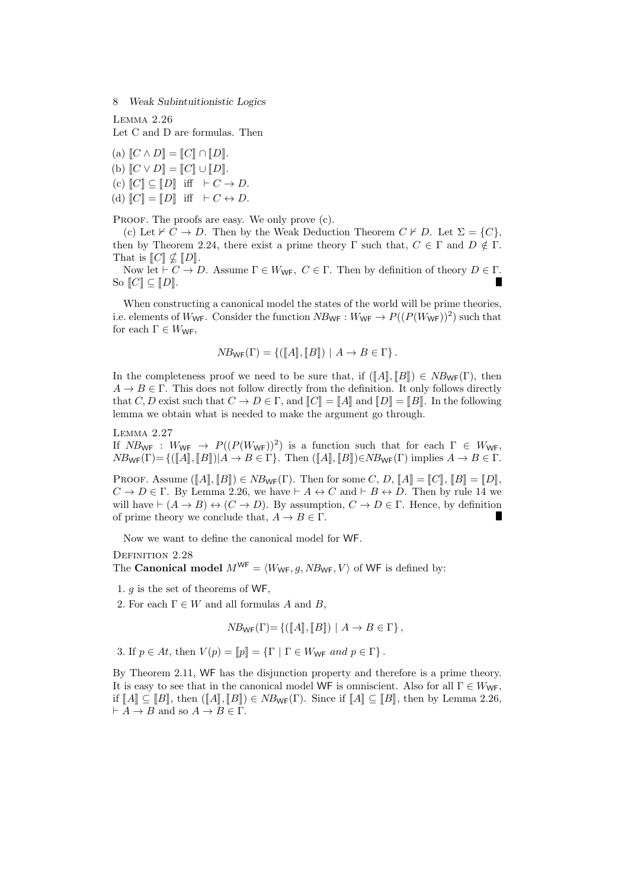Lemma 2.26
Let C and D are formulas. Then

(a) $[\![C \wedge D]\!] = [\![C]\!] \cap [\![D]\!]$.
(b) $[\![C \vee D]\!] = [\![C]\!] \cup [\![D]\!]$.
(c) $[\![C]\!] \subseteq [\![D]\!]$ iff $\vdash C \to D$.
(d) $[\![C]\!] = [\![D]\!]$ iff $\vdash C \leftrightarrow D$.

Proof. The proofs are easy. We only prove (c).

(c) Let $\nvdash C \to D$. Then by the Weak Deduction Theorem $C \nvdash D$. Let $\Sigma = \{C\}$, then by Theorem 2.24, there exist a prime theory $\Gamma$ such that, $C \in \Gamma$ and $D \notin \Gamma$. That is $[\![C]\!] \nsubseteq [\![D]\!]$.

Now let $\vdash C \to D$. Assume $\Gamma \in W_{\mathsf{WF}}$, $C \in \Gamma$. Then by definition of theory $D \in \Gamma$. So $[\![C]\!] \subseteq [\![D]\!]$. ∎

When constructing a canonical model the states of the world will be prime theories, i.e. elements of $W_{\mathsf{WF}}$. Consider the function $NB_{\mathsf{WF}} : W_{\mathsf{WF}} \to P((P(W_{\mathsf{WF}}))^2)$ such that for each $\Gamma \in W_{\mathsf{WF}}$,

$$NB_{\mathsf{WF}}(\Gamma) = \{([\![A]\!], [\![B]\!]) \mid A \to B \in \Gamma\}.$$

In the completeness proof we need to be sure that, if $([\![A]\!], [\![B]\!]) \in NB_{\mathsf{WF}}(\Gamma)$, then $A \to B \in \Gamma$. This does not follow directly from the definition. It only follows directly that $C, D$ exist such that $C \to D \in \Gamma$, and $[\![C]\!] = [\![A]\!]$ and $[\![D]\!] = [\![B]\!]$. In the following lemma we obtain what is needed to make the argument go through.

Lemma 2.27
If $NB_{\mathsf{WF}} : W_{\mathsf{WF}} \to P((P(W_{\mathsf{WF}}))^2)$ is a function such that for each $\Gamma \in W_{\mathsf{WF}}$, $NB_{\mathsf{WF}}(\Gamma) = \{([\![A]\!], [\![B]\!]) | A \to B \in \Gamma\}$. Then $([\![A]\!], [\![B]\!]) \in NB_{\mathsf{WF}}(\Gamma)$ implies $A \to B \in \Gamma$.

Proof. Assume $([\![A]\!], [\![B]\!]) \in NB_{\mathsf{WF}}(\Gamma)$. Then for some $C$, $D$, $[\![A]\!] = [\![C]\!]$, $[\![B]\!] = [\![D]\!]$, $C \to D \in \Gamma$. By Lemma 2.26, we have $\vdash A \leftrightarrow C$ and $\vdash B \leftrightarrow D$. Then by rule 14 we will have $\vdash (A \to B) \leftrightarrow (C \to D)$. By assumption, $C \to D \in \Gamma$. Hence, by definition of prime theory we conclude that, $A \to B \in \Gamma$. ∎

Now we want to define the canonical model for WF.

Definition 2.28
The **Canonical model** $M^{\mathsf{WF}} = \langle W_{\mathsf{WF}}, g, NB_{\mathsf{WF}}, V \rangle$ of WF is defined by:

1. $g$ is the set of theorems of WF,
2. For each $\Gamma \in W$ and all formulas $A$ and $B$,

$$NB_{\mathsf{WF}}(\Gamma) = \{([\![A]\!], [\![B]\!]) \mid A \to B \in \Gamma\},$$

3. If $p \in At$, then $V(p) = [\![p]\!] = \{\Gamma \mid \Gamma \in W_{\mathsf{WF}} \text{ and } p \in \Gamma\}$.

By Theorem 2.11, WF has the disjunction property and therefore is a prime theory. It is easy to see that in the canonical model WF is omniscient. Also for all $\Gamma \in W_{\mathsf{WF}}$, if $[\![A]\!] \subseteq [\![B]\!]$, then $([\![A]\!], [\![B]\!]) \in NB_{\mathsf{WF}}(\Gamma)$. Since if $[\![A]\!] \subseteq [\![B]\!]$, then by Lemma 2.26, $\vdash A \to B$ and so $A \to B \in \Gamma$.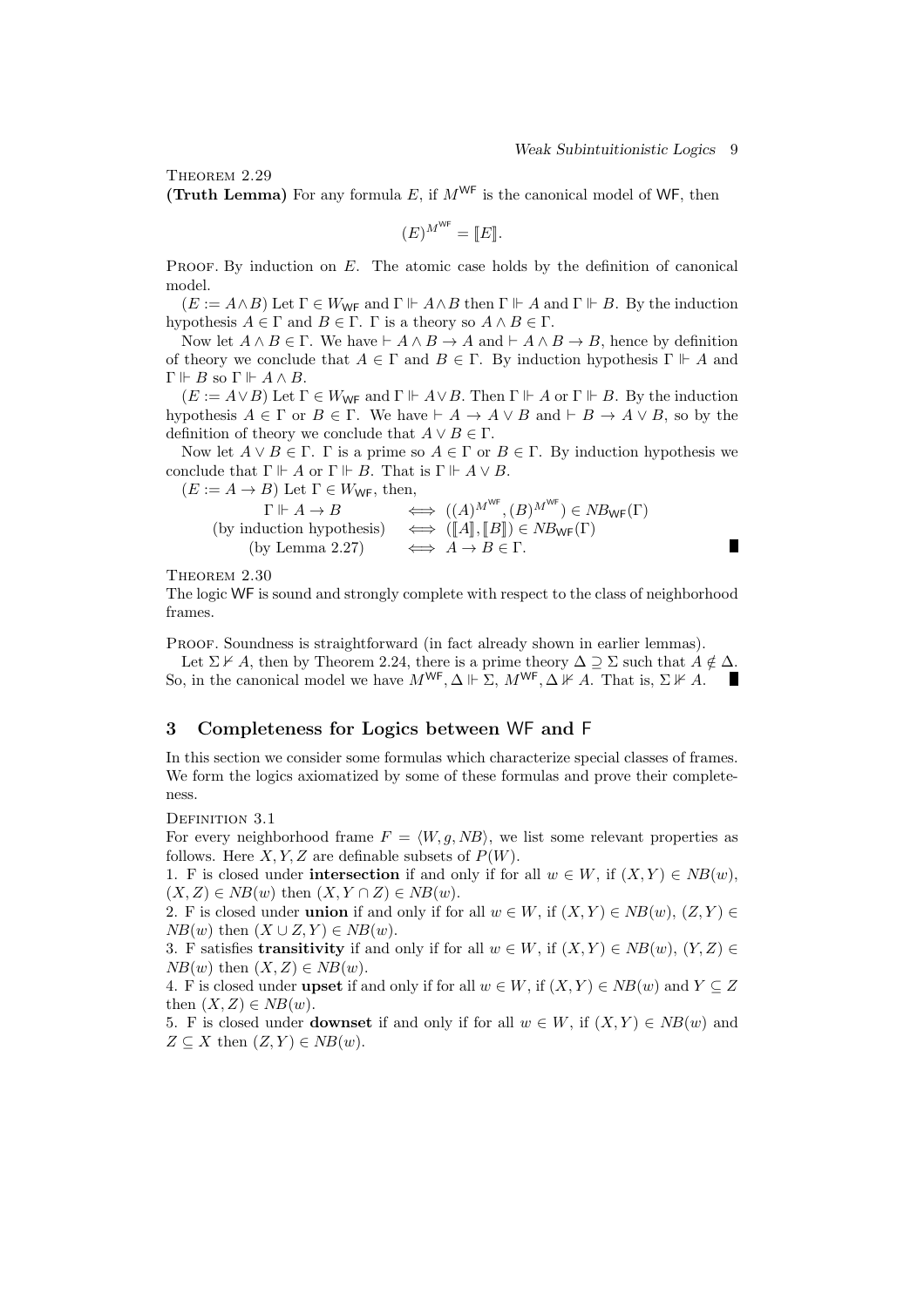Theorem 2.29

**(Truth Lemma)** For any formula $E$, if $M^{\mathsf{WF}}$ is the canonical model of $\mathsf{WF}$, then

$$(E)^{M^{\mathsf{WF}}} = [\![E]\!].$$

Proof. By induction on $E$. The atomic case holds by the definition of canonical model.

($E := A \wedge B$) Let $\Gamma \in W_{\mathsf{WF}}$ and $\Gamma \Vdash A \wedge B$ then $\Gamma \Vdash A$ and $\Gamma \Vdash B$. By the induction hypothesis $A \in \Gamma$ and $B \in \Gamma$. $\Gamma$ is a theory so $A \wedge B \in \Gamma$.

Now let $A \wedge B \in \Gamma$. We have $\vdash A \wedge B \to A$ and $\vdash A \wedge B \to B$, hence by definition of theory we conclude that $A \in \Gamma$ and $B \in \Gamma$. By induction hypothesis $\Gamma \Vdash A$ and $\Gamma \Vdash B$ so $\Gamma \Vdash A \wedge B$.

($E := A \vee B$) Let $\Gamma \in W_{\mathsf{WF}}$ and $\Gamma \Vdash A \vee B$. Then $\Gamma \Vdash A$ or $\Gamma \Vdash B$. By the induction hypothesis $A \in \Gamma$ or $B \in \Gamma$. We have $\vdash A \to A \vee B$ and $\vdash B \to A \vee B$, so by the definition of theory we conclude that $A \vee B \in \Gamma$.

Now let $A \vee B \in \Gamma$. $\Gamma$ is a prime so $A \in \Gamma$ or $B \in \Gamma$. By induction hypothesis we conclude that $\Gamma \Vdash A$ or $\Gamma \Vdash B$. That is $\Gamma \Vdash A \vee B$.

($E := A \to B$) Let $\Gamma \in W_{\mathsf{WF}}$, then,

$$\begin{array}{rcl} \Gamma \Vdash A \to B & \iff & ((A)^{M^{\mathsf{WF}}}, (B)^{M^{\mathsf{WF}}}) \in NB_{\mathsf{WF}}(\Gamma) \\ \text{(by induction hypothesis)} & \iff & ([\![A]\!], [\![B]\!]) \in NB_{\mathsf{WF}}(\Gamma) \\ \text{(by Lemma 2.27)} & \iff & A \to B \in \Gamma. \end{array}$$

∎

Theorem 2.30

The logic $\mathsf{WF}$ is sound and strongly complete with respect to the class of neighborhood frames.

Proof. Soundness is straightforward (in fact already shown in earlier lemmas).

Let $\Sigma \nvdash A$, then by Theorem 2.24, there is a prime theory $\Delta \supseteq \Sigma$ such that $A \notin \Delta$. So, in the canonical model we have $M^{\mathsf{WF}}, \Delta \Vdash \Sigma$, $M^{\mathsf{WF}}, \Delta \nVdash A$. That is, $\Sigma \nVdash A$. ∎

## 3 Completeness for Logics between WF and F

In this section we consider some formulas which characterize special classes of frames. We form the logics axiomatized by some of these formulas and prove their completeness.

Definition 3.1

For every neighborhood frame $F = \langle W, g, NB \rangle$, we list some relevant properties as follows. Here $X, Y, Z$ are definable subsets of $P(W)$.

1. F is closed under **intersection** if and only if for all $w \in W$, if $(X, Y) \in NB(w)$, $(X, Z) \in NB(w)$ then $(X, Y \cap Z) \in NB(w)$.
2. F is closed under **union** if and only if for all $w \in W$, if $(X, Y) \in NB(w)$, $(Z, Y) \in NB(w)$ then $(X \cup Z, Y) \in NB(w)$.
3. F satisfies **transitivity** if and only if for all $w \in W$, if $(X, Y) \in NB(w)$, $(Y, Z) \in NB(w)$ then $(X, Z) \in NB(w)$.
4. F is closed under **upset** if and only if for all $w \in W$, if $(X, Y) \in NB(w)$ and $Y \subseteq Z$ then $(X, Z) \in NB(w)$.
5. F is closed under **downset** if and only if for all $w \in W$, if $(X, Y) \in NB(w)$ and $Z \subseteq X$ then $(Z, Y) \in NB(w)$.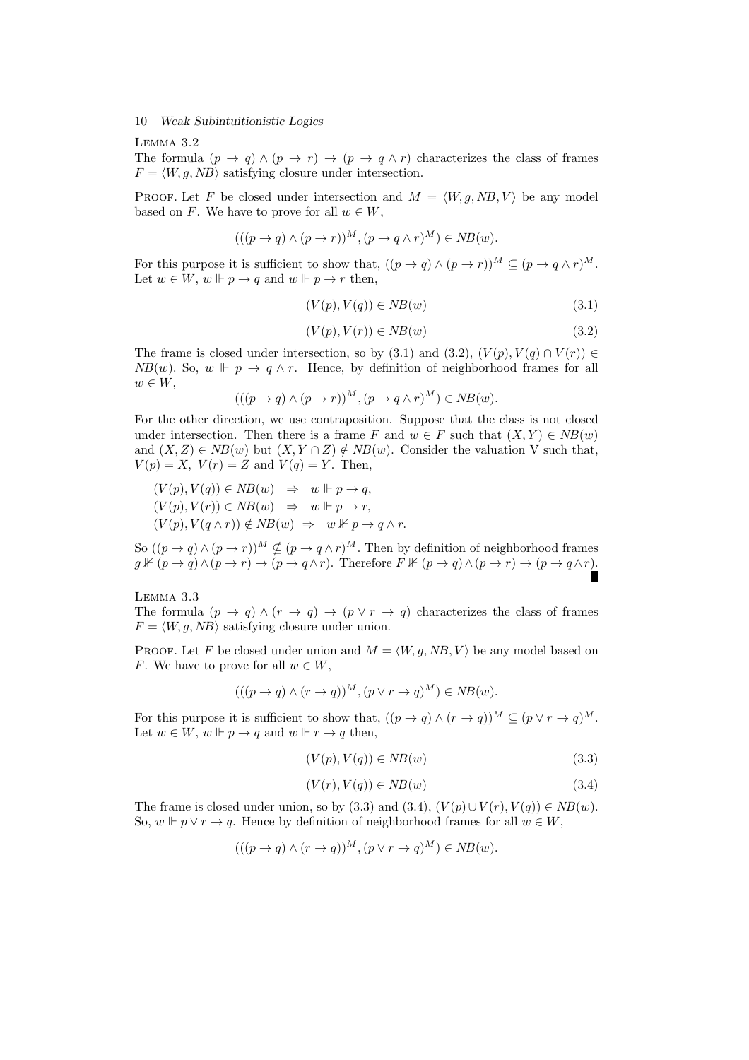LEMMA 3.2
The formula $(p \to q) \wedge (p \to r) \to (p \to q \wedge r)$ characterizes the class of frames $F = \langle W, g, NB \rangle$ satisfying closure under intersection.

PROOF. Let $F$ be closed under intersection and $M = \langle W, g, NB, V \rangle$ be any model based on $F$. We have to prove for all $w \in W$,

$$(((p \to q) \wedge (p \to r))^M, (p \to q \wedge r)^M) \in NB(w).$$

For this purpose it is sufficient to show that, $((p \to q) \wedge (p \to r))^M \subseteq (p \to q \wedge r)^M$. Let $w \in W$, $w \Vdash p \to q$ and $w \Vdash p \to r$ then,

$$(V(p), V(q)) \in NB(w) \tag{3.1}$$

$$(V(p), V(r)) \in NB(w) \tag{3.2}$$

The frame is closed under intersection, so by (3.1) and (3.2), $(V(p), V(q) \cap V(r)) \in NB(w)$. So, $w \Vdash p \to q \wedge r$. Hence, by definition of neighborhood frames for all $w \in W$,

$$(((p \to q) \wedge (p \to r))^M, (p \to q \wedge r)^M) \in NB(w).$$

For the other direction, we use contraposition. Suppose that the class is not closed under intersection. Then there is a frame $F$ and $w \in F$ such that $(X, Y) \in NB(w)$ and $(X, Z) \in NB(w)$ but $(X, Y \cap Z) \notin NB(w)$. Consider the valuation V such that, $V(p) = X$, $V(r) = Z$ and $V(q) = Y$. Then,

$$\begin{aligned}
&(V(p), V(q)) \in NB(w) \;\; \Rightarrow \;\; w \Vdash p \to q, \\
&(V(p), V(r)) \in NB(w) \;\; \Rightarrow \;\; w \Vdash p \to r, \\
&(V(p), V(q \wedge r)) \notin NB(w) \;\; \Rightarrow \;\; w \nVdash p \to q \wedge r.
\end{aligned}$$

So $((p \to q) \wedge (p \to r))^M \nsubseteq (p \to q \wedge r)^M$. Then by definition of neighborhood frames $g \nVdash (p \to q) \wedge (p \to r) \to (p \to q \wedge r)$. Therefore $F \nVdash (p \to q) \wedge (p \to r) \to (p \to q \wedge r)$. ∎

LEMMA 3.3
The formula $(p \to q) \wedge (r \to q) \to (p \vee r \to q)$ characterizes the class of frames $F = \langle W, g, NB \rangle$ satisfying closure under union.

PROOF. Let $F$ be closed under union and $M = \langle W, g, NB, V \rangle$ be any model based on $F$. We have to prove for all $w \in W$,

$$(((p \to q) \wedge (r \to q))^M, (p \vee r \to q)^M) \in NB(w).$$

For this purpose it is sufficient to show that, $((p \to q) \wedge (r \to q))^M \subseteq (p \vee r \to q)^M$. Let $w \in W$, $w \Vdash p \to q$ and $w \Vdash r \to q$ then,

$$(V(p), V(q)) \in NB(w) \tag{3.3}$$

$$(V(r), V(q)) \in NB(w) \tag{3.4}$$

The frame is closed under union, so by (3.3) and (3.4), $(V(p) \cup V(r), V(q)) \in NB(w)$. So, $w \Vdash p \vee r \to q$. Hence by definition of neighborhood frames for all $w \in W$,

$$(((p \to q) \wedge (r \to q))^M, (p \vee r \to q)^M) \in NB(w).$$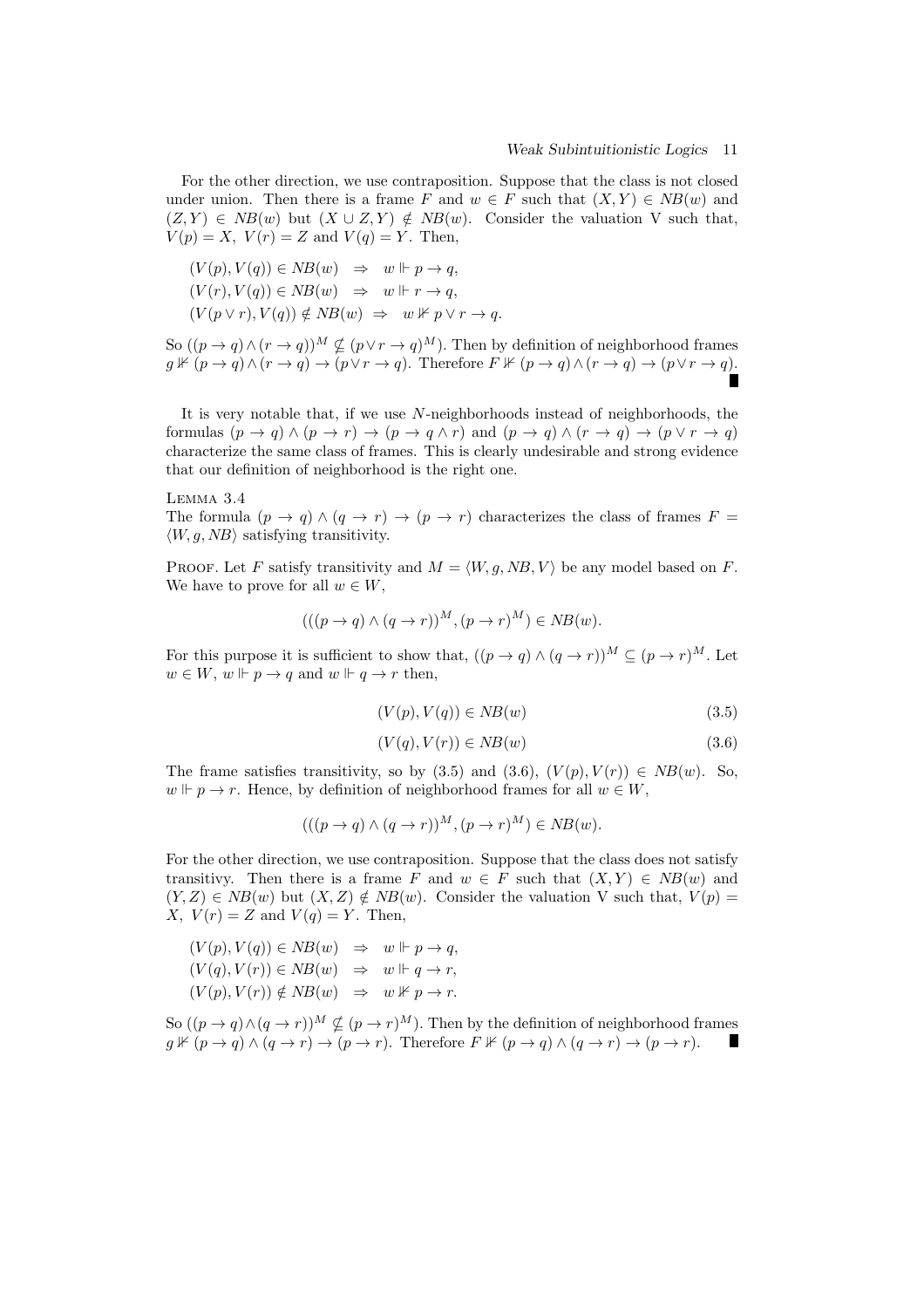For the other direction, we use contraposition. Suppose that the class is not closed under union. Then there is a frame $F$ and $w \in F$ such that $(X, Y) \in NB(w)$ and $(Z, Y) \in NB(w)$ but $(X \cup Z, Y) \notin NB(w)$. Consider the valuation V such that, $V(p) = X$, $V(r) = Z$ and $V(q) = Y$. Then,

$$
\begin{aligned}
&(V(p), V(q)) \in NB(w) \quad \Rightarrow \quad w \Vdash p \to q,\\
&(V(r), V(q)) \in NB(w) \quad \Rightarrow \quad w \Vdash r \to q,\\
&(V(p \vee r), V(q)) \notin NB(w) \quad \Rightarrow \quad w \nVdash p \vee r \to q.
\end{aligned}
$$

So $((p \to q) \wedge (r \to q))^M \nsubseteq (p \vee r \to q)^M)$. Then by definition of neighborhood frames $g \nVdash (p \to q) \wedge (r \to q) \to (p \vee r \to q)$. Therefore $F \nVdash (p \to q) \wedge (r \to q) \to (p \vee r \to q)$. ∎

It is very notable that, if we use $N$-neighborhoods instead of neighborhoods, the formulas $(p \to q) \wedge (p \to r) \to (p \to q \wedge r)$ and $(p \to q) \wedge (r \to q) \to (p \vee r \to q)$ characterize the same class of frames. This is clearly undesirable and strong evidence that our definition of neighborhood is the right one.

LEMMA 3.4
The formula $(p \to q) \wedge (q \to r) \to (p \to r)$ characterizes the class of frames $F = \langle W, g, NB \rangle$ satisfying transitivity.

PROOF. Let $F$ satisfy transitivity and $M = \langle W, g, NB, V \rangle$ be any model based on $F$. We have to prove for all $w \in W$,

$$(((p \to q) \wedge (q \to r))^M, (p \to r)^M) \in NB(w).$$

For this purpose it is sufficient to show that, $((p \to q) \wedge (q \to r))^M \subseteq (p \to r)^M$. Let $w \in W$, $w \Vdash p \to q$ and $w \Vdash q \to r$ then,

$$(V(p), V(q)) \in NB(w) \tag{3.5}$$

$$(V(q), V(r)) \in NB(w) \tag{3.6}$$

The frame satisfies transitivity, so by (3.5) and (3.6), $(V(p), V(r)) \in NB(w)$. So, $w \Vdash p \to r$. Hence, by definition of neighborhood frames for all $w \in W$,

$$(((p \to q) \wedge (q \to r))^M, (p \to r)^M) \in NB(w).$$

For the other direction, we use contraposition. Suppose that the class does not satisfy transitivy. Then there is a frame $F$ and $w \in F$ such that $(X, Y) \in NB(w)$ and $(Y, Z) \in NB(w)$ but $(X, Z) \notin NB(w)$. Consider the valuation V such that, $V(p) = X$, $V(r) = Z$ and $V(q) = Y$. Then,

$$
\begin{aligned}
&(V(p), V(q)) \in NB(w) \quad \Rightarrow \quad w \Vdash p \to q,\\
&(V(q), V(r)) \in NB(w) \quad \Rightarrow \quad w \Vdash q \to r,\\
&(V(p), V(r)) \notin NB(w) \quad \Rightarrow \quad w \nVdash p \to r.
\end{aligned}
$$

So $((p \to q) \wedge (q \to r))^M \nsubseteq (p \to r)^M)$. Then by the definition of neighborhood frames $g \nVdash (p \to q) \wedge (q \to r) \to (p \to r)$. Therefore $F \nVdash (p \to q) \wedge (q \to r) \to (p \to r)$. ∎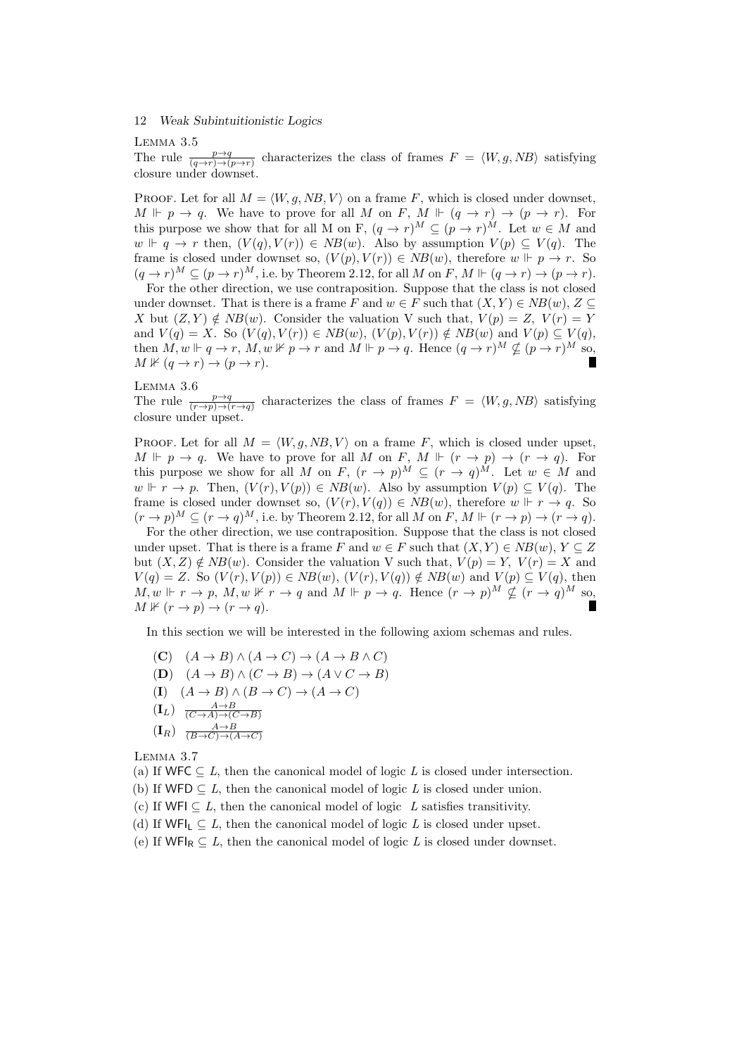LEMMA 3.5

The rule $\frac{p \to q}{(q \to r) \to (p \to r)}$ characterizes the class of frames $F = \langle W, g, NB \rangle$ satisfying closure under downset.

PROOF. Let for all $M = \langle W, g, NB, V \rangle$ on a frame $F$, which is closed under downset, $M \Vdash p \to q$. We have to prove for all $M$ on $F$, $M \Vdash (q \to r) \to (p \to r)$. For this purpose we show that for all M on F, $(q \to r)^M \subseteq (p \to r)^M$. Let $w \in M$ and $w \Vdash q \to r$ then, $(V(q), V(r)) \in NB(w)$. Also by assumption $V(p) \subseteq V(q)$. The frame is closed under downset so, $(V(p), V(r)) \in NB(w)$, therefore $w \Vdash p \to r$. So $(q \to r)^M \subseteq (p \to r)^M$, i.e. by Theorem 2.12, for all $M$ on $F$, $M \Vdash (q \to r) \to (p \to r)$.

For the other direction, we use contraposition. Suppose that the class is not closed under downset. That is there is a frame $F$ and $w \in F$ such that $(X, Y) \in NB(w)$, $Z \subseteq X$ but $(Z, Y) \notin NB(w)$. Consider the valuation V such that, $V(p) = Z$, $V(r) = Y$ and $V(q) = X$. So $(V(q), V(r)) \in NB(w)$, $(V(p), V(r)) \notin NB(w)$ and $V(p) \subseteq V(q)$, then $M, w \Vdash q \to r$, $M, w \nVdash p \to r$ and $M \Vdash p \to q$. Hence $(q \to r)^M \nsubseteq (p \to r)^M$ so, $M \nVdash (q \to r) \to (p \to r)$. ∎

LEMMA 3.6

The rule $\frac{p \to q}{(r \to p) \to (r \to q)}$ characterizes the class of frames $F = \langle W, g, NB \rangle$ satisfying closure under upset.

PROOF. Let for all $M = \langle W, g, NB, V \rangle$ on a frame $F$, which is closed under upset, $M \Vdash p \to q$. We have to prove for all $M$ on $F$, $M \Vdash (r \to p) \to (r \to q)$. For this purpose we show for all $M$ on $F$, $(r \to p)^M \subseteq (r \to q)^M$. Let $w \in M$ and $w \Vdash r \to p$. Then, $(V(r), V(p)) \in NB(w)$. Also by assumption $V(p) \subseteq V(q)$. The frame is closed under downset so, $(V(r), V(q)) \in NB(w)$, therefore $w \Vdash r \to q$. So $(r \to p)^M \subseteq (r \to q)^M$, i.e. by Theorem 2.12, for all $M$ on $F$, $M \Vdash (r \to p) \to (r \to q)$.

For the other direction, we use contraposition. Suppose that the class is not closed under upset. That is there is a frame $F$ and $w \in F$ such that $(X, Y) \in NB(w)$, $Y \subseteq Z$ but $(X, Z) \notin NB(w)$. Consider the valuation V such that, $V(p) = Y$, $V(r) = X$ and $V(q) = Z$. So $(V(r), V(p)) \in NB(w)$, $(V(r), V(q)) \notin NB(w)$ and $V(p) \subseteq V(q)$, then $M, w \Vdash r \to p$, $M, w \nVdash r \to q$ and $M \Vdash p \to q$. Hence $(r \to p)^M \nsubseteq (r \to q)^M$ so, $M \nVdash (r \to p) \to (r \to q)$. ∎

In this section we will be interested in the following axiom schemas and rules.

- **(C)** $(A \to B) \wedge (A \to C) \to (A \to B \wedge C)$
- **(D)** $(A \to B) \wedge (C \to B) \to (A \vee C \to B)$
- **(I)** $(A \to B) \wedge (B \to C) \to (A \to C)$
- $(\mathbf{I}_L)$ $\frac{A \to B}{(C \to A) \to (C \to B)}$
- $(\mathbf{I}_R)$ $\frac{A \to B}{(B \to C) \to (A \to C)}$

LEMMA 3.7

(a) If $\mathsf{WFC} \subseteq L$, then the canonical model of logic $L$ is closed under intersection.

(b) If $\mathsf{WFD} \subseteq L$, then the canonical model of logic $L$ is closed under union.

(c) If $\mathsf{WFI} \subseteq L$, then the canonical model of logic $L$ satisfies transitivity.

(d) If $\mathsf{WFI_L} \subseteq L$, then the canonical model of logic $L$ is closed under upset.

(e) If $\mathsf{WFI_R} \subseteq L$, then the canonical model of logic $L$ is closed under downset.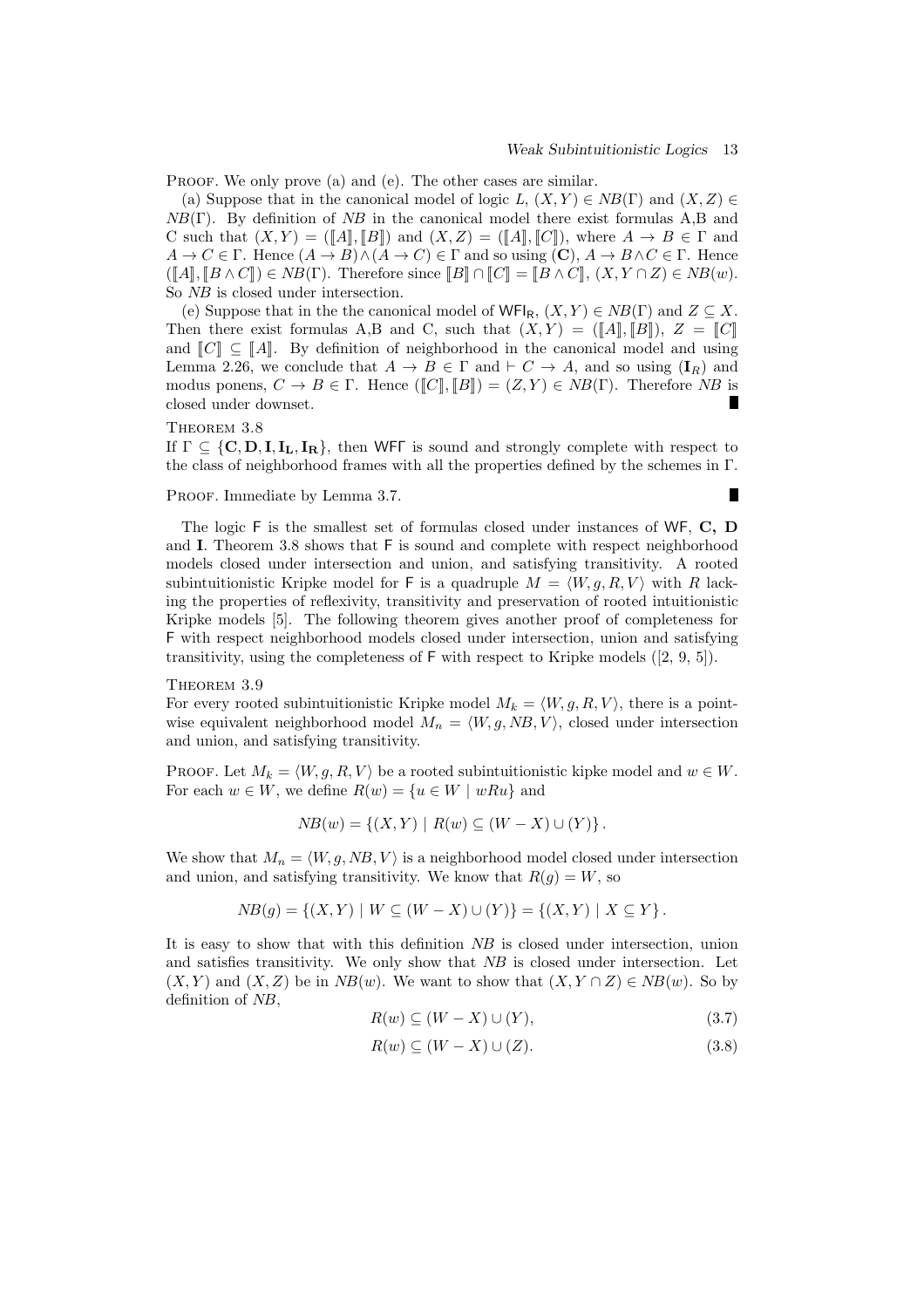Proof. We only prove (a) and (e). The other cases are similar.

(a) Suppose that in the canonical model of logic $L$, $(X, Y) \in NB(\Gamma)$ and $(X, Z) \in NB(\Gamma)$. By definition of $NB$ in the canonical model there exist formulas A,B and C such that $(X, Y) = ([\![A]\!], [\![B]\!])$ and $(X, Z) = ([\![A]\!], [\![C]\!])$, where $A \to B \in \Gamma$ and $A \to C \in \Gamma$. Hence $(A \to B) \wedge (A \to C) \in \Gamma$ and so using $(\mathbf{C})$, $A \to B \wedge C \in \Gamma$. Hence $([\![A]\!], [\![B \wedge C]\!]) \in NB(\Gamma)$. Therefore since $[\![B]\!] \cap [\![C]\!] = [\![B \wedge C]\!]$, $(X, Y \cap Z) \in NB(w)$. So $NB$ is closed under intersection.

(e) Suppose that in the the canonical model of $\mathsf{WFI_R}$, $(X, Y) \in NB(\Gamma)$ and $Z \subseteq X$. Then there exist formulas A,B and C, such that $(X, Y) = ([\![A]\!], [\![B]\!])$, $Z = [\![C]\!]$ and $[\![C]\!] \subseteq [\![A]\!]$. By definition of neighborhood in the canonical model and using Lemma 2.26, we conclude that $A \to B \in \Gamma$ and $\vdash C \to A$, and so using $(\mathbf{I}_R)$ and modus ponens, $C \to B \in \Gamma$. Hence $([\![C]\!], [\![B]\!]) = (Z, Y) \in NB(\Gamma)$. Therefore $NB$ is closed under downset. ∎

Theorem 3.8
If $\Gamma \subseteq \{\mathbf{C}, \mathbf{D}, \mathbf{I}, \mathbf{I_L}, \mathbf{I_R}\}$, then $\mathsf{WF\Gamma}$ is sound and strongly complete with respect to the class of neighborhood frames with all the properties defined by the schemes in $\Gamma$.

Proof. Immediate by Lemma 3.7. ∎

The logic $\mathsf{F}$ is the smallest set of formulas closed under instances of $\mathsf{WF}$, **C, D** and **I**. Theorem 3.8 shows that $\mathsf{F}$ is sound and complete with respect neighborhood models closed under intersection and union, and satisfying transitivity. A rooted subintuitionistic Kripke model for $\mathsf{F}$ is a quadruple $M = \langle W, g, R, V\rangle$ with $R$ lacking the properties of reflexivity, transitivity and preservation of rooted intuitionistic Kripke models [5]. The following theorem gives another proof of completeness for $\mathsf{F}$ with respect neighborhood models closed under intersection, union and satisfying transitivity, using the completeness of $\mathsf{F}$ with respect to Kripke models ([2, 9, 5]).

Theorem 3.9
For every rooted subintuitionistic Kripke model $M_k = \langle W, g, R, V\rangle$, there is a pointwise equivalent neighborhood model $M_n = \langle W, g, NB, V\rangle$, closed under intersection and union, and satisfying transitivity.

Proof. Let $M_k = \langle W, g, R, V\rangle$ be a rooted subintuitionistic kipke model and $w \in W$. For each $w \in W$, we define $R(w) = \{u \in W \mid wRu\}$ and

$$NB(w) = \{(X, Y) \mid R(w) \subseteq (W - X) \cup (Y)\}.$$

We show that $M_n = \langle W, g, NB, V\rangle$ is a neighborhood model closed under intersection and union, and satisfying transitivity. We know that $R(g) = W$, so

$$NB(g) = \{(X, Y) \mid W \subseteq (W - X) \cup (Y)\} = \{(X, Y) \mid X \subseteq Y\}.$$

It is easy to show that with this definition $NB$ is closed under intersection, union and satisfies transitivity. We only show that $NB$ is closed under intersection. Let $(X, Y)$ and $(X, Z)$ be in $NB(w)$. We want to show that $(X, Y \cap Z) \in NB(w)$. So by definition of $NB$,

$$R(w) \subseteq (W - X) \cup (Y), \tag{3.7}$$

$$R(w) \subseteq (W - X) \cup (Z). \tag{3.8}$$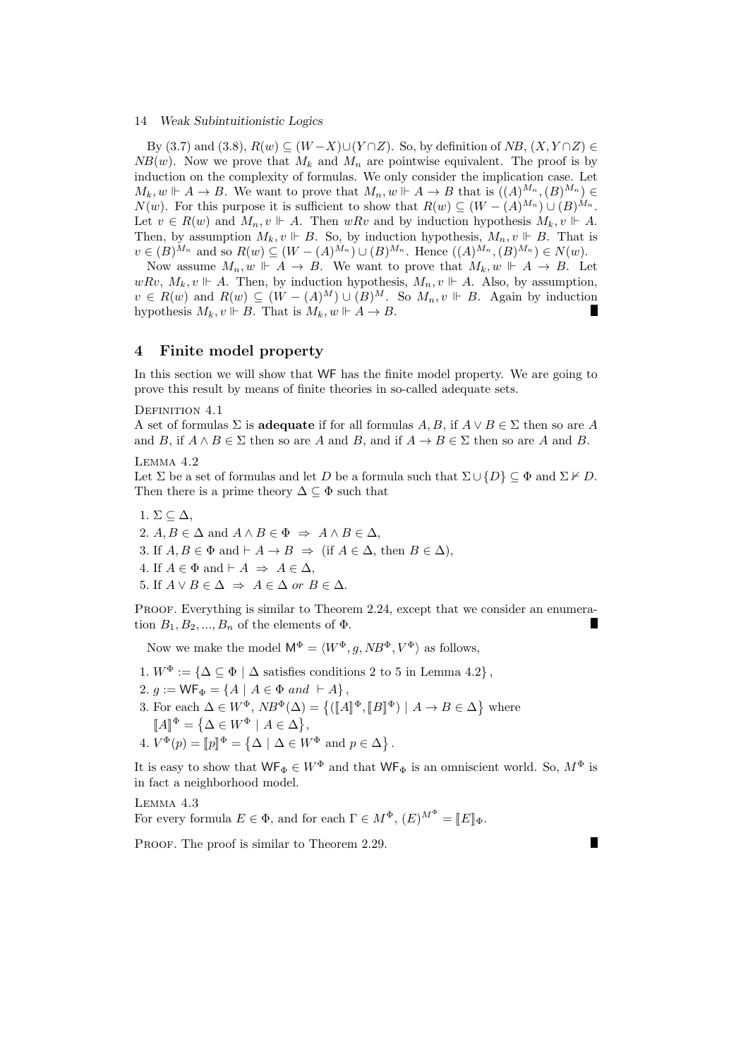By (3.7) and (3.8), $R(w) \subseteq (W-X)\cup(Y\cap Z)$. So, by definition of *NB*, $(X, Y\cap Z) \in NB(w)$. Now we prove that $M_k$ and $M_n$ are pointwise equivalent. The proof is by induction on the complexity of formulas. We only consider the implication case. Let $M_k, w \Vdash A \to B$. We want to prove that $M_n, w \Vdash A \to B$ that is $((A)^{M_n}, (B)^{M_n}) \in N(w)$. For this purpose it is sufficient to show that $R(w) \subseteq (W - (A)^{M_n}) \cup (B)^{M_n}$. Let $v \in R(w)$ and $M_n, v \Vdash A$. Then $wRv$ and by induction hypothesis $M_k, v \Vdash A$. Then, by assumption $M_k, v \Vdash B$. So, by induction hypothesis, $M_n, v \Vdash B$. That is $v \in (B)^{M_n}$ and so $R(w) \subseteq (W - (A)^{M_n}) \cup (B)^{M_n}$. Hence $((A)^{M_n}, (B)^{M_n}) \in N(w)$.

Now assume $M_n, w \Vdash A \to B$. We want to prove that $M_k, w \Vdash A \to B$. Let $wRv$, $M_k, v \Vdash A$. Then, by induction hypothesis, $M_n, v \Vdash A$. Also, by assumption, $v \in R(w)$ and $R(w) \subseteq (W - (A)^M) \cup (B)^M$. So $M_n, v \Vdash B$. Again by induction hypothesis $M_k, v \Vdash B$. That is $M_k, w \Vdash A \to B$. ∎

## 4 Finite model property

In this section we will show that WF has the finite model property. We are going to prove this result by means of finite theories in so-called adequate sets.

Definition 4.1

A set of formulas $\Sigma$ is **adequate** if for all formulas $A, B$, if $A \vee B \in \Sigma$ then so are $A$ and $B$, if $A \wedge B \in \Sigma$ then so are $A$ and $B$, and if $A \to B \in \Sigma$ then so are $A$ and $B$.

Lemma 4.2

Let $\Sigma$ be a set of formulas and let $D$ be a formula such that $\Sigma \cup \{D\} \subseteq \Phi$ and $\Sigma \nvdash D$. Then there is a prime theory $\Delta \subseteq \Phi$ such that

1. $\Sigma \subseteq \Delta$,
2. $A, B \in \Delta$ and $A \wedge B \in \Phi \;\Rightarrow\; A \wedge B \in \Delta$,
3. If $A, B \in \Phi$ and $\vdash A \to B \;\Rightarrow\;$ (if $A \in \Delta$, then $B \in \Delta$),
4. If $A \in \Phi$ and $\vdash A \;\Rightarrow\; A \in \Delta$,
5. If $A \vee B \in \Delta \;\Rightarrow\; A \in \Delta$ *or* $B \in \Delta$.

Proof. Everything is similar to Theorem 2.24, except that we consider an enumeration $B_1, B_2, ..., B_n$ of the elements of $\Phi$. ∎

Now we make the model $\mathsf{M}^\Phi = \langle W^\Phi, g, NB^\Phi, V^\Phi \rangle$ as follows,

1. $W^\Phi := \{\Delta \subseteq \Phi \mid \Delta$ satisfies conditions 2 to 5 in Lemma 4.2$\}$,
2. $g := \mathsf{WF}_\Phi = \{A \mid A \in \Phi \textit{ and } \vdash A\}$,
3. For each $\Delta \in W^\Phi$, $NB^\Phi(\Delta) = \left\{(\llbracket A \rrbracket^\Phi, \llbracket B \rrbracket^\Phi) \mid A \to B \in \Delta\right\}$ where $\llbracket A \rrbracket^\Phi = \left\{\Delta \in W^\Phi \mid A \in \Delta\right\}$,
4. $V^\Phi(p) = \llbracket p \rrbracket^\Phi = \left\{\Delta \mid \Delta \in W^\Phi \text{ and } p \in \Delta\right\}$.

It is easy to show that $\mathsf{WF}_\Phi \in W^\Phi$ and that $\mathsf{WF}_\Phi$ is an omniscient world. So, $M^\Phi$ is in fact a neighborhood model.

Lemma 4.3

For every formula $E \in \Phi$, and for each $\Gamma \in M^\Phi$, $(E)^{M^\Phi} = \llbracket E \rrbracket_\Phi$.

Proof. The proof is similar to Theorem 2.29. ∎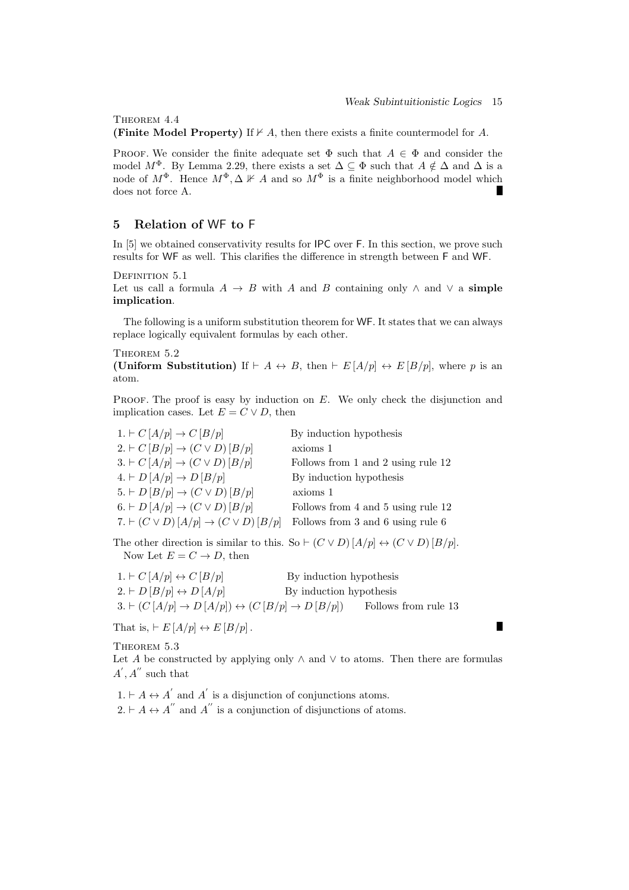Theorem 4.4
**(Finite Model Property)** If $\nvdash A$, then there exists a finite countermodel for $A$.

Proof. We consider the finite adequate set $\Phi$ such that $A \in \Phi$ and consider the model $M^{\Phi}$. By Lemma 2.29, there exists a set $\Delta \subseteq \Phi$ such that $A \notin \Delta$ and $\Delta$ is a node of $M^{\Phi}$. Hence $M^{\Phi}, \Delta \nVdash A$ and so $M^{\Phi}$ is a finite neighborhood model which does not force A. ∎

## 5 Relation of WF to F

In [5] we obtained conservativity results for IPC over F. In this section, we prove such results for WF as well. This clarifies the difference in strength between F and WF.

Definition 5.1
Let us call a formula $A \to B$ with $A$ and $B$ containing only $\wedge$ and $\vee$ a **simple implication**.

The following is a uniform substitution theorem for WF. It states that we can always replace logically equivalent formulas by each other.

Theorem 5.2
**(Uniform Substitution)** If $\vdash A \leftrightarrow B$, then $\vdash E[A/p] \leftrightarrow E[B/p]$, where $p$ is an atom.

Proof. The proof is easy by induction on $E$. We only check the disjunction and implication cases. Let $E = C \vee D$, then

| | |
|---|---|
| 1. $\vdash C[A/p] \to C[B/p]$ | By induction hypothesis |
| 2. $\vdash C[B/p] \to (C \vee D)[B/p]$ | axioms 1 |
| 3. $\vdash C[A/p] \to (C \vee D)[B/p]$ | Follows from 1 and 2 using rule 12 |
| 4. $\vdash D[A/p] \to D[B/p]$ | By induction hypothesis |
| 5. $\vdash D[B/p] \to (C \vee D)[B/p]$ | axioms 1 |
| 6. $\vdash D[A/p] \to (C \vee D)[B/p]$ | Follows from 4 and 5 using rule 12 |
| 7. $\vdash (C \vee D)[A/p] \to (C \vee D)[B/p]$ | Follows from 3 and 6 using rule 6 |

The other direction is similar to this. So $\vdash (C \vee D)[A/p] \leftrightarrow (C \vee D)[B/p]$.

Now Let $E = C \to D$, then

| | |
|---|---|
| 1. $\vdash C[A/p] \leftrightarrow C[B/p]$ | By induction hypothesis |
| 2. $\vdash D[B/p] \leftrightarrow D[A/p]$ | By induction hypothesis |
| 3. $\vdash (C[A/p] \to D[A/p]) \leftrightarrow (C[B/p] \to D[B/p])$ | Follows from rule 13 |

That is, $\vdash E[A/p] \leftrightarrow E[B/p]$. ∎

Theorem 5.3
Let $A$ be constructed by applying only $\wedge$ and $\vee$ to atoms. Then there are formulas $A^{'}, A^{''}$ such that

1. $\vdash A \leftrightarrow A^{'}$ and $A^{'}$ is a disjunction of conjunctions atoms.
2. $\vdash A \leftrightarrow A^{''}$ and $A^{''}$ is a conjunction of disjunctions of atoms.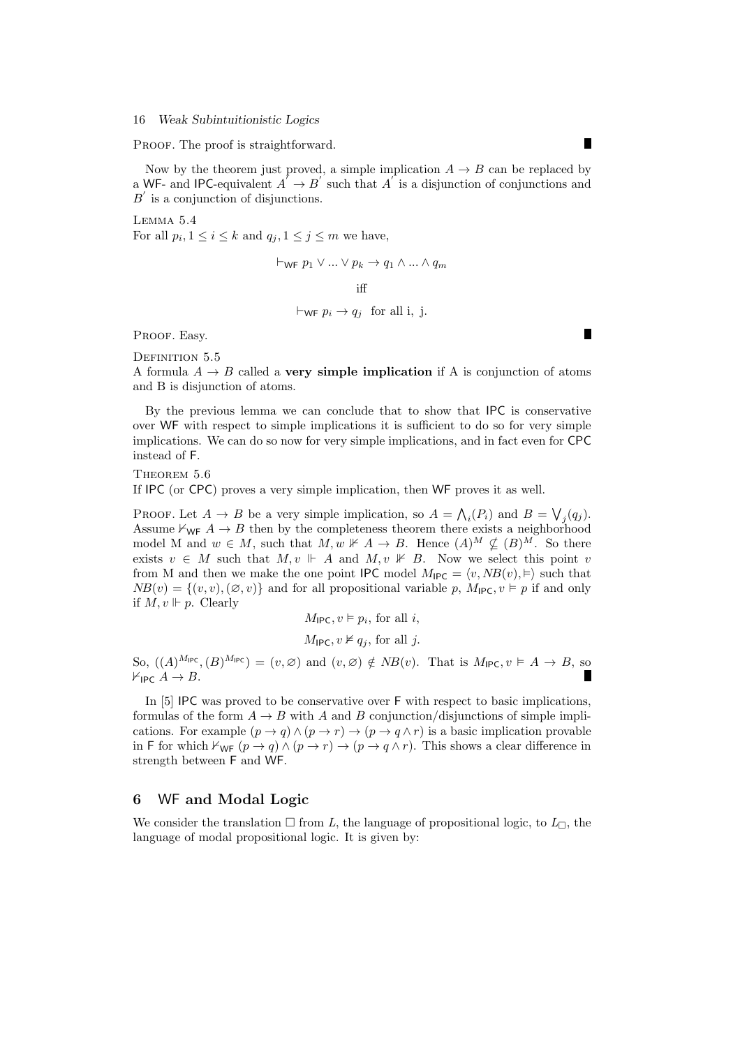Proof. The proof is straightforward. ∎

Now by the theorem just proved, a simple implication $A \to B$ can be replaced by a WF- and IPC-equivalent $A^{'} \to B^{'}$ such that $A^{'}$ is a disjunction of conjunctions and $B^{'}$ is a conjunction of disjunctions.

Lemma 5.4
For all $p_i, 1 \leq i \leq k$ and $q_j, 1 \leq j \leq m$ we have,

$$\vdash_{\mathsf{WF}} p_1 \vee ... \vee p_k \to q_1 \wedge ... \wedge q_m$$

iff

$$\vdash_{\mathsf{WF}} p_i \to q_j \text{ for all i, j.}$$

Proof. Easy. ∎

Definition 5.5
A formula $A \to B$ called a **very simple implication** if A is conjunction of atoms and B is disjunction of atoms.

By the previous lemma we can conclude that to show that IPC is conservative over WF with respect to simple implications it is sufficient to do so for very simple implications. We can do so now for very simple implications, and in fact even for CPC instead of F.

Theorem 5.6
If IPC (or CPC) proves a very simple implication, then WF proves it as well.

Proof. Let $A \to B$ be a very simple implication, so $A = \bigwedge_i (P_i)$ and $B = \bigvee_j (q_j)$. Assume $\nvdash_{\mathsf{WF}} A \to B$ then by the completeness theorem there exists a neighborhood model M and $w \in M$, such that $M, w \nVdash A \to B$. Hence $(A)^M \nsubseteq (B)^M$. So there exists $v \in M$ such that $M, v \Vdash A$ and $M, v \nVdash B$. Now we select this point $v$ from M and then we make the one point IPC model $M_{\mathsf{IPC}} = \langle v, NB(v), \vDash \rangle$ such that $NB(v) = \{(v, v), (\varnothing, v)\}$ and for all propositional variable $p$, $M_{\mathsf{IPC}}, v \vDash p$ if and only if $M, v \Vdash p$. Clearly

$$M_{\mathsf{IPC}}, v \vDash p_i, \text{ for all } i,$$

$$M_{\mathsf{IPC}}, v \nvDash q_j, \text{ for all } j.$$

So, $((A)^{M_{\mathsf{IPC}}}, (B)^{M_{\mathsf{IPC}}}) = (v, \varnothing)$ and $(v, \varnothing) \notin NB(v)$. That is $M_{\mathsf{IPC}}, v \vDash A \to B$, so $\nvdash_{\mathsf{IPC}} A \to B$. ∎

In [5] IPC was proved to be conservative over F with respect to basic implications, formulas of the form $A \to B$ with $A$ and $B$ conjunction/disjunctions of simple implications. For example $(p \to q) \wedge (p \to r) \to (p \to q \wedge r)$ is a basic implication provable in F for which $\nvdash_{\mathsf{WF}} (p \to q) \wedge (p \to r) \to (p \to q \wedge r)$. This shows a clear difference in strength between F and WF.

## 6 WF and Modal Logic

We consider the translation $\Box$ from $L$, the language of propositional logic, to $L_{\Box}$, the language of modal propositional logic. It is given by: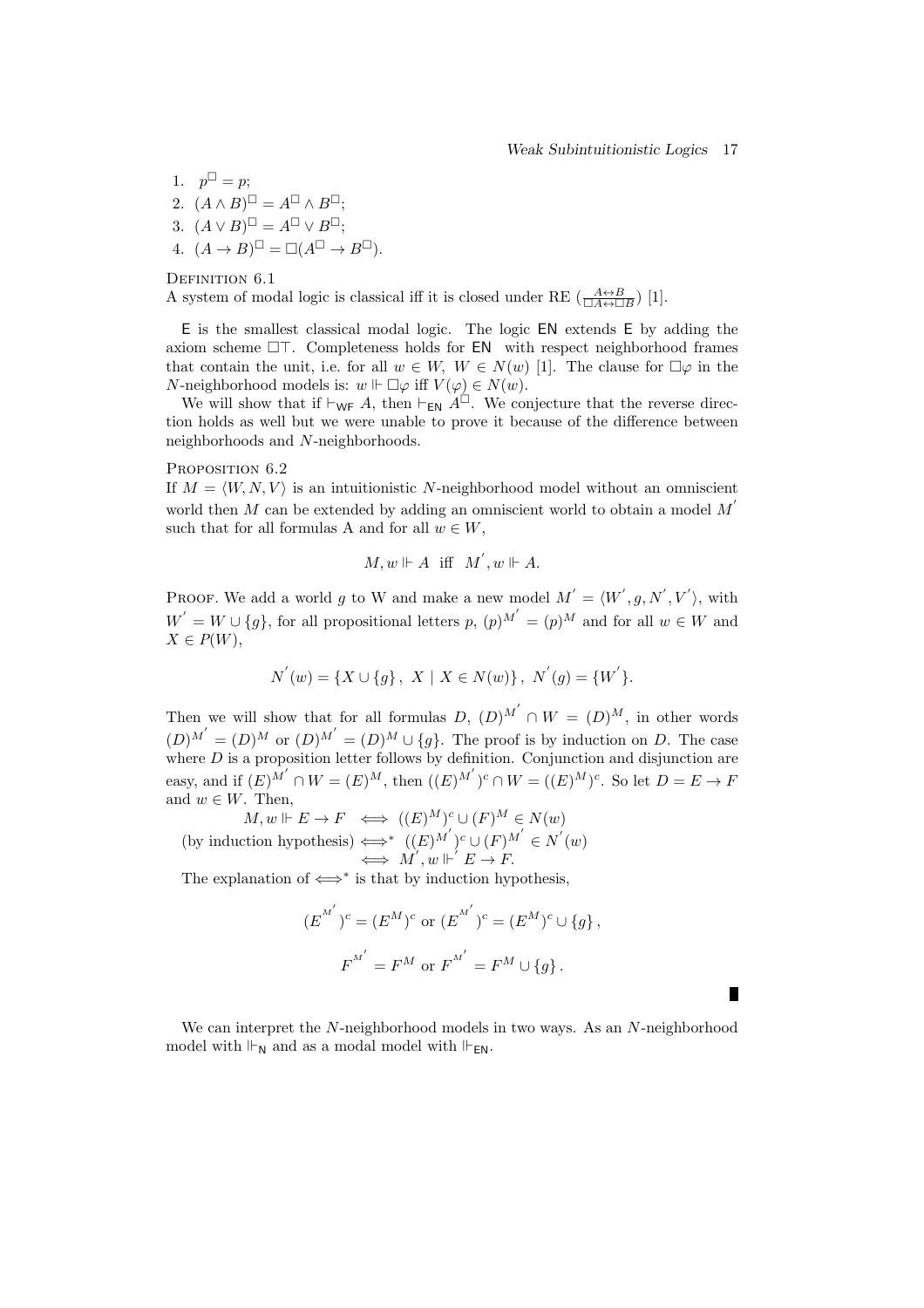1. $p^{\Box} = p$;
2. $(A \wedge B)^{\Box} = A^{\Box} \wedge B^{\Box}$;
3. $(A \vee B)^{\Box} = A^{\Box} \vee B^{\Box}$;
4. $(A \to B)^{\Box} = \Box(A^{\Box} \to B^{\Box})$.

Definition 6.1
A system of modal logic is classical iff it is closed under RE ($\frac{A \leftrightarrow B}{\Box A \leftrightarrow \Box B}$) [1].

$\mathsf{E}$ is the smallest classical modal logic. The logic $\mathsf{EN}$ extends $\mathsf{E}$ by adding the axiom scheme $\Box\top$. Completeness holds for $\mathsf{EN}$ with respect neighborhood frames that contain the unit, i.e. for all $w \in W$, $W \in N(w)$ [1]. The clause for $\Box\varphi$ in the $N$-neighborhood models is: $w \Vdash \Box\varphi$ iff $V(\varphi) \in N(w)$.

We will show that if $\vdash_{\mathsf{WF}} A$, then $\vdash_{\mathsf{EN}} A^{\Box}$. We conjecture that the reverse direction holds as well but we were unable to prove it because of the difference between neighborhoods and $N$-neighborhoods.

Proposition 6.2
If $M = \langle W, N, V\rangle$ is an intuitionistic $N$-neighborhood model without an omniscient world then $M$ can be extended by adding an omniscient world to obtain a model $M^{'}$ such that for all formulas A and for all $w \in W$,

$$M, w \Vdash A \ \text{ iff } \ M^{'}, w \Vdash A.$$

Proof. We add a world $g$ to W and make a new model $M^{'} = \langle W^{'}, g, N^{'}, V^{'}\rangle$, with $W^{'} = W \cup \{g\}$, for all propositional letters $p$, $(p)^{M^{'}} = (p)^{M}$ and for all $w \in W$ and $X \in P(W)$,

$$N^{'}(w) = \{X \cup \{g\},\ X \mid X \in N(w)\},\ N^{'}(g) = \{W^{'}\}.$$

Then we will show that for all formulas $D$, $(D)^{M^{'}} \cap W = (D)^{M}$, in other words $(D)^{M^{'}} = (D)^{M}$ or $(D)^{M^{'}} = (D)^{M} \cup \{g\}$. The proof is by induction on $D$. The case where $D$ is a proposition letter follows by definition. Conjunction and disjunction are easy, and if $(E)^{M^{'}} \cap W = (E)^{M}$, then $((E)^{M^{'}})^{c} \cap W = ((E)^{M})^{c}$. So let $D = E \to F$ and $w \in W$. Then,

$$\begin{aligned} M, w \Vdash E \to F \ &\iff\ ((E)^{M})^{c} \cup (F)^{M} \in N(w) \\ \text{(by induction hypothesis)} \ &\iff^{*}\ ((E)^{M^{'}})^{c} \cup (F)^{M^{'}} \in N^{'}(w) \\ &\iff\ M^{'}, w \Vdash^{'} E \to F. \end{aligned}$$

The explanation of $\iff^{*}$ is that by induction hypothesis,

$$(E^{M^{'}})^{c} = (E^{M})^{c} \text{ or } (E^{M^{'}})^{c} = (E^{M})^{c} \cup \{g\},$$

$$F^{M^{'}} = F^{M} \text{ or } F^{M^{'}} = F^{M} \cup \{g\}.$$

∎

We can interpret the $N$-neighborhood models in two ways. As an $N$-neighborhood model with $\Vdash_{\mathsf{N}}$ and as a modal model with $\Vdash_{\mathsf{EN}}$.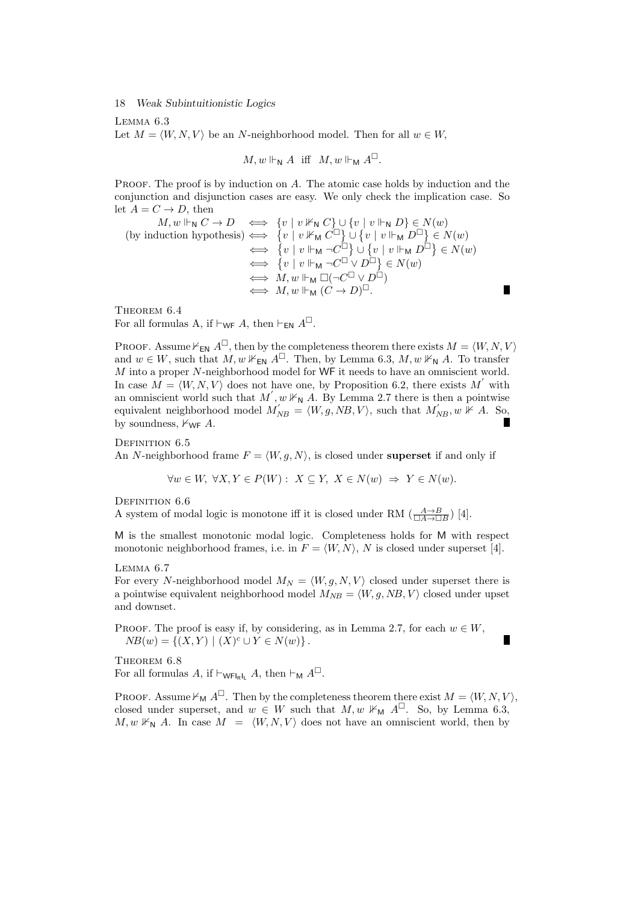**Lemma 6.3**
Let $M = \langle W, N, V\rangle$ be an $N$-neighborhood model. Then for all $w \in W$,

$$M, w \Vdash_{\mathsf{N}} A \text{ iff } M, w \Vdash_{\mathsf{M}} A^{\Box}.$$

**Proof.** The proof is by induction on $A$. The atomic case holds by induction and the conjunction and disjunction cases are easy. We only check the implication case. So let $A = C \to D$, then

$$\begin{aligned}
M, w \Vdash_{\mathsf{N}} C \to D &\iff \{v \mid v \nVdash_{\mathsf{N}} C\} \cup \{v \mid v \Vdash_{\mathsf{N}} D\} \in N(w)\\
\text{(by induction hypothesis)} &\iff \left\{v \mid v \nVdash_{\mathsf{M}} C^{\Box}\right\} \cup \left\{v \mid v \Vdash_{\mathsf{M}} D^{\Box}\right\} \in N(w)\\
&\iff \left\{v \mid v \Vdash_{\mathsf{M}} \neg C^{\Box}\right\} \cup \left\{v \mid v \Vdash_{\mathsf{M}} D^{\Box}\right\} \in N(w)\\
&\iff \left\{v \mid v \Vdash_{\mathsf{M}} \neg C^{\Box} \vee D^{\Box}\right\} \in N(w)\\
&\iff M, w \Vdash_{\mathsf{M}} \Box(\neg C^{\Box} \vee D^{\Box})\\
&\iff M, w \Vdash_{\mathsf{M}} (C \to D)^{\Box}.
\end{aligned}$$

■

**Theorem 6.4**
For all formulas A, if $\vdash_{\mathsf{WF}} A$, then $\vdash_{\mathsf{EN}} A^{\Box}$.

**Proof.** Assume $\nvdash_{\mathsf{EN}} A^{\Box}$, then by the completeness theorem there exists $M = \langle W, N, V\rangle$ and $w \in W$, such that $M, w \nVdash_{\mathsf{EN}} A^{\Box}$. Then, by Lemma 6.3, $M, w \nVdash_{\mathsf{N}} A$. To transfer $M$ into a proper $N$-neighborhood model for $\mathsf{WF}$ it needs to have an omniscient world. In case $M = \langle W, N, V\rangle$ does not have one, by Proposition 6.2, there exists $M'$ with an omniscient world such that $M', w \nVdash_{\mathsf{N}} A$. By Lemma 2.7 there is then a pointwise equivalent neighborhood model $M'_{NB} = \langle W, g, NB, V\rangle$, such that $M'_{NB}, w \nVdash A$. So, by soundness, $\nvdash_{\mathsf{WF}} A$. ■

**Definition 6.5**
An $N$-neighborhood frame $F = \langle W, g, N\rangle$, is closed under **superset** if and only if

$$\forall w \in W,\ \forall X, Y \in P(W):\ X \subseteq Y,\ X \in N(w)\ \Rightarrow\ Y \in N(w).$$

**Definition 6.6**
A system of modal logic is monotone iff it is closed under RM ($\frac{A \to B}{\Box A \to \Box B}$) [4].

$\mathsf{M}$ is the smallest monotonic modal logic. Completeness holds for $\mathsf{M}$ with respect monotonic neighborhood frames, i.e. in $F = \langle W, N\rangle$, $N$ is closed under superset [4].

**Lemma 6.7**
For every $N$-neighborhood model $M_N = \langle W, g, N, V\rangle$ closed under superset there is a pointwise equivalent neighborhood model $M_{NB} = \langle W, g, NB, V\rangle$ closed under upset and downset.

**Proof.** The proof is easy if, by considering, as in Lemma 2.7, for each $w \in W$, $NB(w) = \{(X, Y) \mid (X)^c \cup Y \in N(w)\}$. ■

**Theorem 6.8**
For all formulas $A$, if $\vdash_{\mathsf{WFI_RI_L}} A$, then $\vdash_{\mathsf{M}} A^{\Box}$.

**Proof.** Assume $\nvdash_{\mathsf{M}} A^{\Box}$. Then by the completeness theorem there exist $M = \langle W, N, V\rangle$, closed under superset, and $w \in W$ such that $M, w \nVdash_{\mathsf{M}} A^{\Box}$. So, by Lemma 6.3, $M, w \nVdash_{\mathsf{N}} A$. In case $M = \langle W, N, V\rangle$ does not have an omniscient world, then by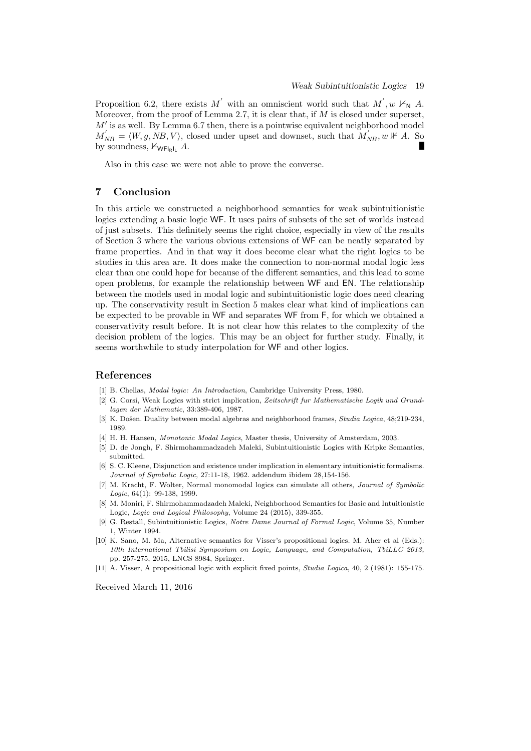Proposition 6.2, there exists $M^{'}$ with an omniscient world such that $M^{'}, w \nVdash_{\mathsf{N}} A$. Moreover, from the proof of Lemma 2.7, it is clear that, if $M$ is closed under superset, $M'$ is as well. By Lemma 6.7 then, there is a pointwise equivalent neighborhood model $M^{'}_{NB} = \langle W, g, NB, V\rangle$, closed under upset and downset, such that $M^{'}_{NB}, w \nVdash A$. So by soundness, $\nvdash_{\mathsf{WFI_R I_L}} A$. ■

Also in this case we were not able to prove the converse.

## 7 Conclusion

In this article we constructed a neighborhood semantics for weak subintuitionistic logics extending a basic logic WF. It uses pairs of subsets of the set of worlds instead of just subsets. This definitely seems the right choice, especially in view of the results of Section 3 where the various obvious extensions of WF can be neatly separated by frame properties. And in that way it does become clear what the right logics to be studies in this area are. It does make the connection to non-normal modal logic less clear than one could hope for because of the different semantics, and this lead to some open problems, for example the relationship between WF and EN. The relationship between the models used in modal logic and subintuitionistic logic does need clearing up. The conservativity result in Section 5 makes clear what kind of implications can be expected to be provable in WF and separates WF from F, for which we obtained a conservativity result before. It is not clear how this relates to the complexity of the decision problem of the logics. This may be an object for further study. Finally, it seems worthwhile to study interpolation for WF and other logics.

## References

[1] B. Chellas, *Modal logic: An Introduction*, Cambridge University Press, 1980.

[2] G. Corsi, Weak Logics with strict implication, *Zeitschrift fur Mathematische Logik und Grundlagen der Mathematic*, 33:389-406, 1987.

[3] K. Došen. Duality between modal algebras and neighborhood frames, *Studia Logica*, 48;219-234, 1989.

[4] H. H. Hansen, *Monotonic Modal Logics*, Master thesis, University of Amsterdam, 2003.

[5] D. de Jongh, F. Shirmohammadzadeh Maleki, Subintuitionistic Logics with Kripke Semantics, submitted.

[6] S. C. Kleene, Disjunction and existence under implication in elementary intuitionistic formalisms. *Journal of Symbolic Logic*, 27:11-18, 1962. addendum ibidem 28,154-156.

[7] M. Kracht, F. Wolter, Normal monomodal logics can simulate all others, *Journal of Symbolic Logic*, 64(1): 99-138, 1999.

[8] M. Moniri, F. Shirmohammadzadeh Maleki, Neighborhood Semantics for Basic and Intuitionistic Logic, *Logic and Logical Philosophy*, Volume 24 (2015), 339-355.

[9] G. Restall, Subintuitionistic Logics, *Notre Dame Journal of Formal Logic*, Volume 35, Number 1, Winter 1994.

[10] K. Sano, M. Ma, Alternative semantics for Visser's propositional logics. M. Aher et al (Eds.): *10th International Tbilisi Symposium on Logic, Language, and Computation, TbiLLC 2013,* pp. 257-275, 2015, LNCS 8984, Springer.

[11] A. Visser, A propositional logic with explicit fixed points, *Studia Logica*, 40, 2 (1981): 155-175.

Received March 11, 2016